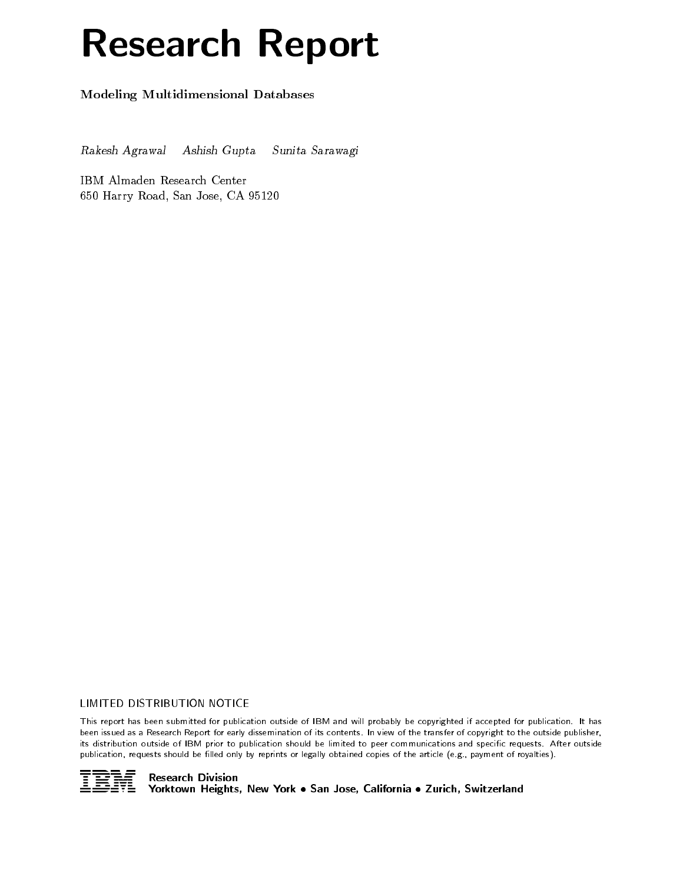# Research Report

**Modeling Multidimensional Databases**

*Rakesh Agrawal    Ashish Gupta    Sunita Sarawagi*

IBM Almaden Research Center
650 Harry Road, San Jose, CA 95120

LIMITED DISTRIBUTION NOTICE

This report has been submitted for publication outside of IBM and will probably be copyrighted if accepted for publication. It has been issued as a Research Report for early dissemination of its contents. In view of the transfer of copyright to the outside publisher, its distribution outside of IBM prior to publication should be limited to peer communications and specific requests. After outside publication, requests should be filled only by reprints or legally obtained copies of the article (e.g., payment of royalties).

IBM **Research Division**
**Yorktown Heights, New York • San Jose, California • Zurich, Switzerland**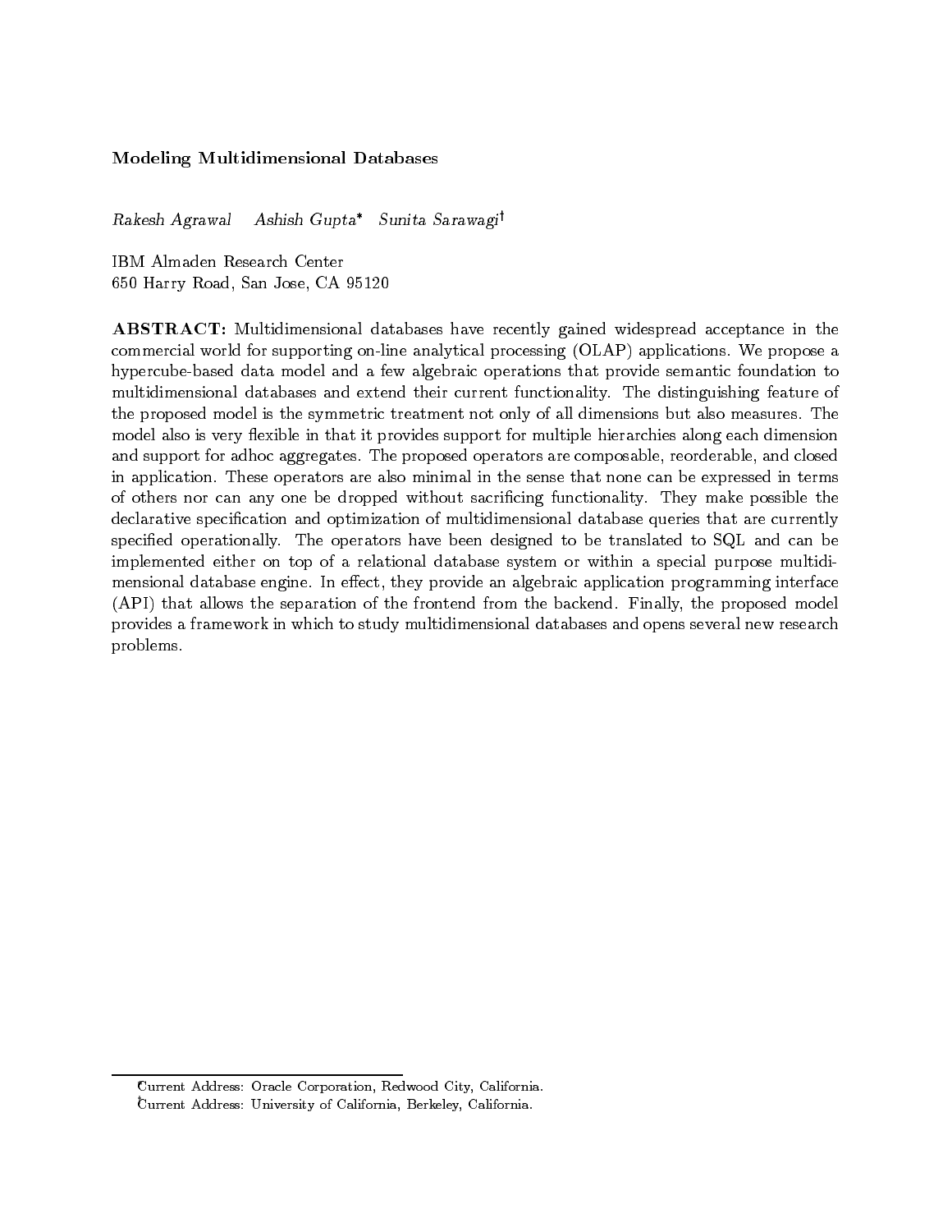# Modeling Multidimensional Databases

*Rakesh Agrawal* *Ashish Gupta** *Sunita Sarawagi*†

IBM Almaden Research Center
650 Harry Road, San Jose, CA 95120

**ABSTRACT:** Multidimensional databases have recently gained widespread acceptance in the commercial world for supporting on-line analytical processing (OLAP) applications. We propose a hypercube-based data model and a few algebraic operations that provide semantic foundation to multidimensional databases and extend their current functionality. The distinguishing feature of the proposed model is the symmetric treatment not only of all dimensions but also measures. The model also is very flexible in that it provides support for multiple hierarchies along each dimension and support for adhoc aggregates. The proposed operators are composable, reorderable, and closed in application. These operators are also minimal in the sense that none can be expressed in terms of others nor can any one be dropped without sacrificing functionality. They make possible the declarative specification and optimization of multidimensional database queries that are currently specified operationally. The operators have been designed to be translated to SQL and can be implemented either on top of a relational database system or within a special purpose multidimensional database engine. In effect, they provide an algebraic application programming interface (API) that allows the separation of the frontend from the backend. Finally, the proposed model provides a framework in which to study multidimensional databases and opens several new research problems.

---

*Current Address: Oracle Corporation, Redwood City, California.

†Current Address: University of California, Berkeley, California.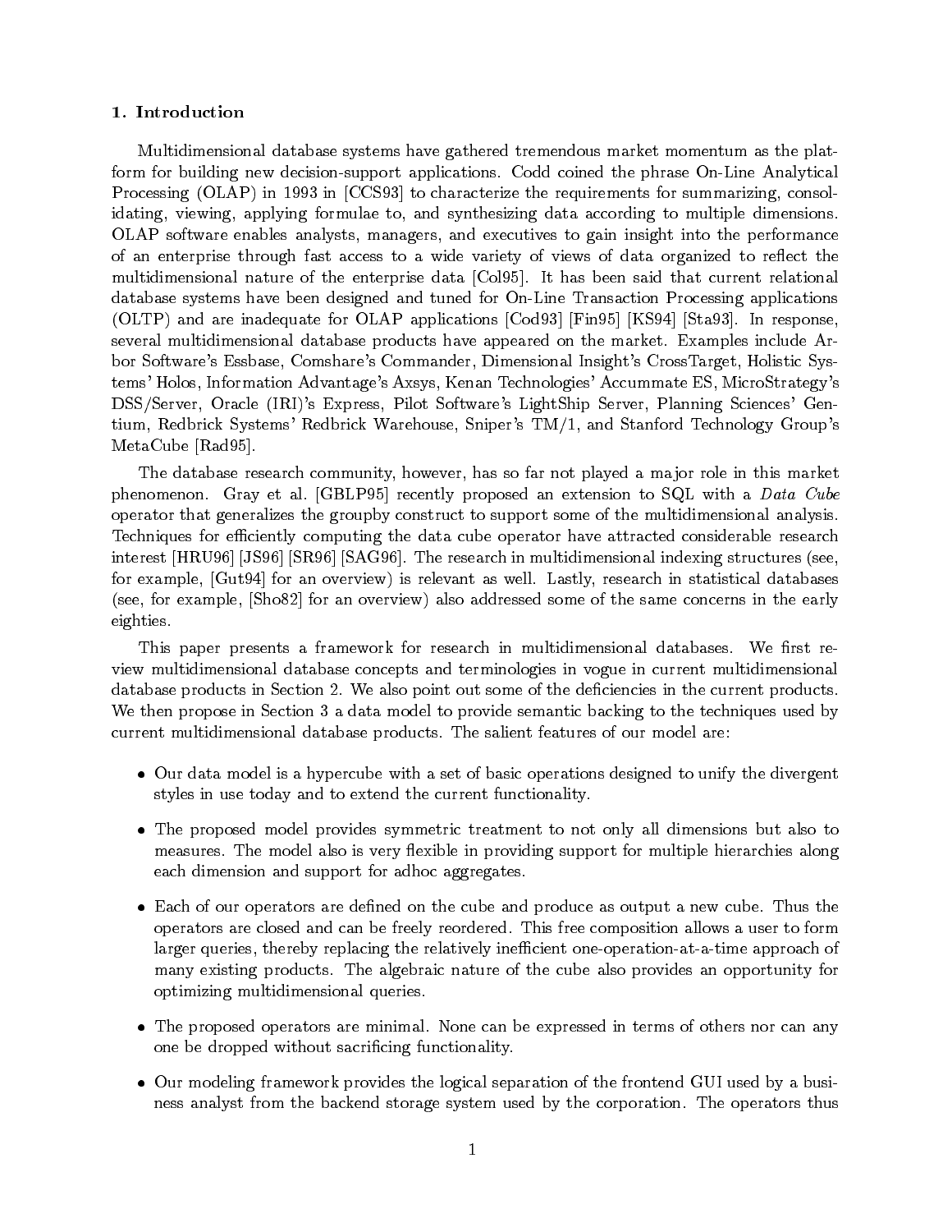## 1. Introduction

Multidimensional database systems have gathered tremendous market momentum as the platform for building new decision-support applications. Codd coined the phrase On-Line Analytical Processing (OLAP) in 1993 in [CCS93] to characterize the requirements for summarizing, consolidating, viewing, applying formulae to, and synthesizing data according to multiple dimensions. OLAP software enables analysts, managers, and executives to gain insight into the performance of an enterprise through fast access to a wide variety of views of data organized to reflect the multidimensional nature of the enterprise data [Col95]. It has been said that current relational database systems have been designed and tuned for On-Line Transaction Processing applications (OLTP) and are inadequate for OLAP applications [Cod93] [Fin95] [KS94] [Sta93]. In response, several multidimensional database products have appeared on the market. Examples include Arbor Software's Essbase, Comshare's Commander, Dimensional Insight's CrossTarget, Holistic Systems' Holos, Information Advantage's Axsys, Kenan Technologies' Accummate ES, MicroStrategy's DSS/Server, Oracle (IRI)'s Express, Pilot Software's LightShip Server, Planning Sciences' Gentium, Redbrick Systems' Redbrick Warehouse, Sniper's TM/1, and Stanford Technology Group's MetaCube [Rad95].

The database research community, however, has so far not played a major role in this market phenomenon. Gray et al. [GBLP95] recently proposed an extension to SQL with a *Data Cube* operator that generalizes the groupby construct to support some of the multidimensional analysis. Techniques for efficiently computing the data cube operator have attracted considerable research interest [HRU96] [JS96] [SR96] [SAG96]. The research in multidimensional indexing structures (see, for example, [Gut94] for an overview) is relevant as well. Lastly, research in statistical databases (see, for example, [Sho82] for an overview) also addressed some of the same concerns in the early eighties.

This paper presents a framework for research in multidimensional databases. We first review multidimensional database concepts and terminologies in vogue in current multidimensional database products in Section 2. We also point out some of the deficiencies in the current products. We then propose in Section 3 a data model to provide semantic backing to the techniques used by current multidimensional database products. The salient features of our model are:

- Our data model is a hypercube with a set of basic operations designed to unify the divergent styles in use today and to extend the current functionality.
- The proposed model provides symmetric treatment to not only all dimensions but also to measures. The model also is very flexible in providing support for multiple hierarchies along each dimension and support for adhoc aggregates.
- Each of our operators are defined on the cube and produce as output a new cube. Thus the operators are closed and can be freely reordered. This free composition allows a user to form larger queries, thereby replacing the relatively inefficient one-operation-at-a-time approach of many existing products. The algebraic nature of the cube also provides an opportunity for optimizing multidimensional queries.
- The proposed operators are minimal. None can be expressed in terms of others nor can any one be dropped without sacrificing functionality.
- Our modeling framework provides the logical separation of the frontend GUI used by a business analyst from the backend storage system used by the corporation. The operators thus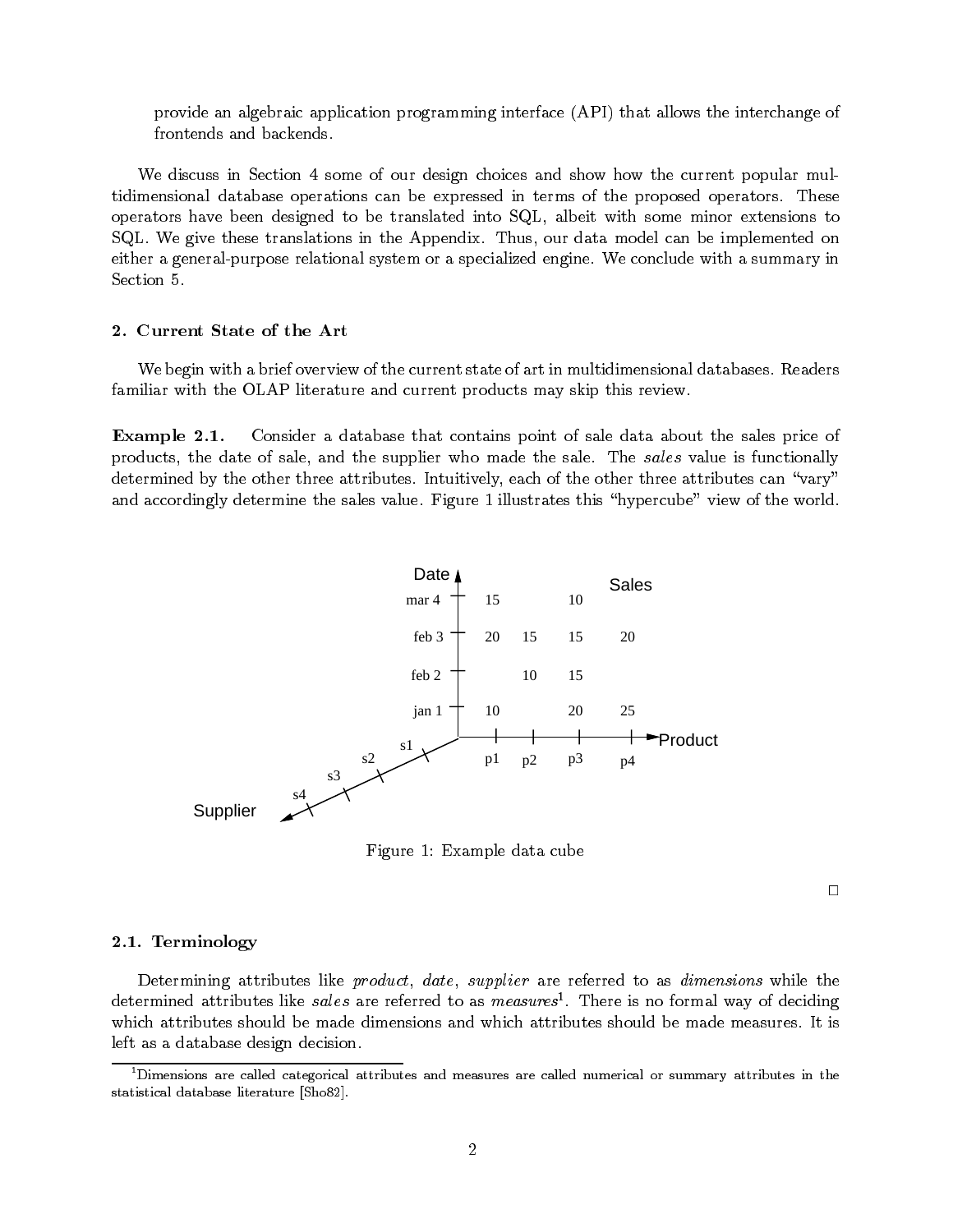provide an algebraic application programming interface (API) that allows the interchange of frontends and backends.

We discuss in Section 4 some of our design choices and show how the current popular multidimensional database operations can be expressed in terms of the proposed operators. These operators have been designed to be translated into SQL, albeit with some minor extensions to SQL. We give these translations in the Appendix. Thus, our data model can be implemented on either a general-purpose relational system or a specialized engine. We conclude with a summary in Section 5.

## 2. Current State of the Art

We begin with a brief overview of the current state of art in multidimensional databases. Readers familiar with the OLAP literature and current products may skip this review.

**Example 2.1.** Consider a database that contains point of sale data about the sales price of products, the date of sale, and the supplier who made the sale. The *sales* value is functionally determined by the other three attributes. Intuitively, each of the other three attributes can "vary" and accordingly determine the sales value. Figure 1 illustrates this "hypercube" view of the world.

Figure 1: Example data cube

□

### 2.1. Terminology

Determining attributes like *product*, *date*, *supplier* are referred to as *dimensions* while the determined attributes like *sales* are referred to as *measures*[1]. There is no formal way of deciding which attributes should be made dimensions and which attributes should be made measures. It is left as a database design decision.

[1] Dimensions are called categorical attributes and measures are called numerical or summary attributes in the statistical database literature [Sho82].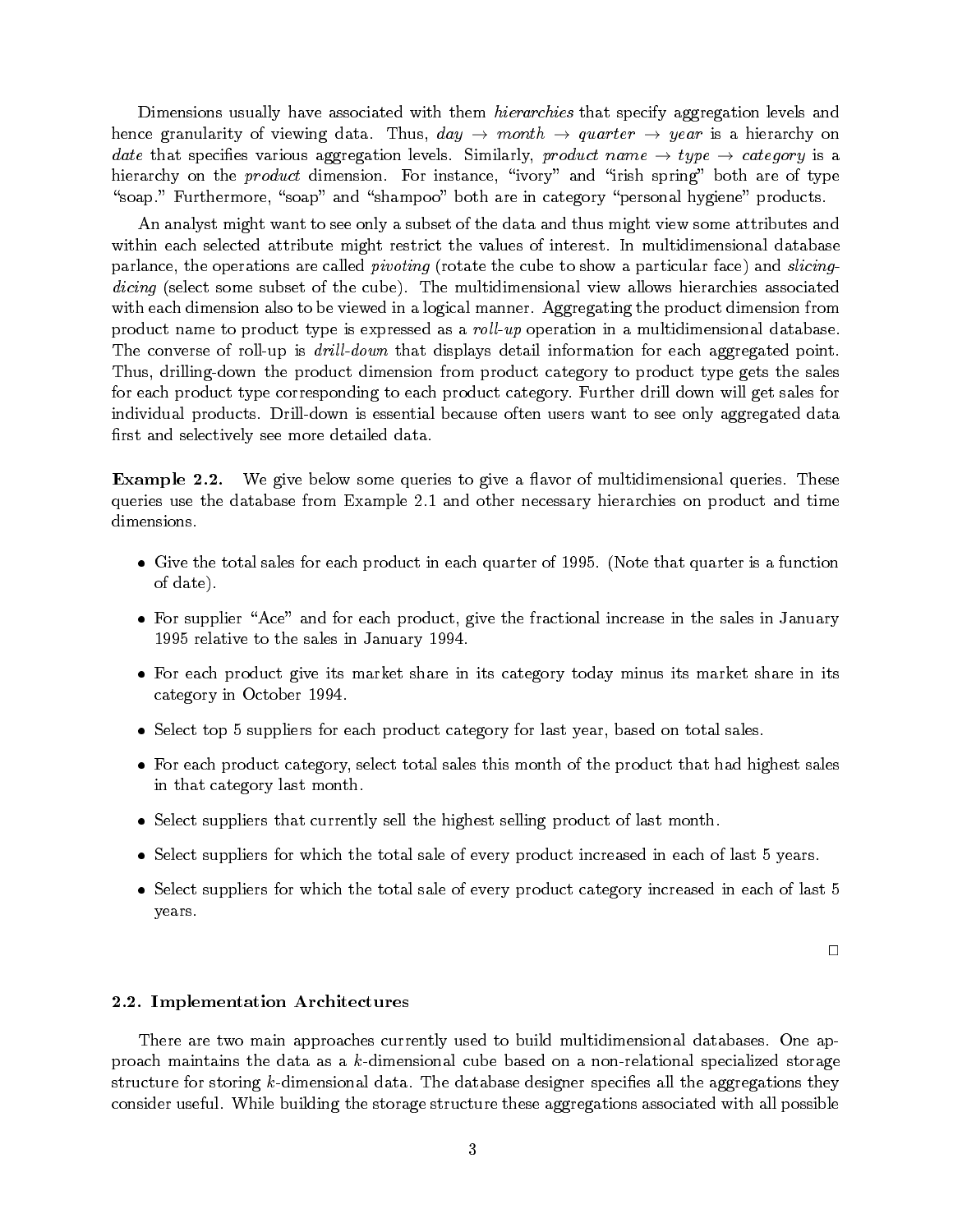Dimensions usually have associated with them *hierarchies* that specify aggregation levels and hence granularity of viewing data. Thus, *day* $\rightarrow$ *month* $\rightarrow$ *quarter* $\rightarrow$ *year* is a hierarchy on *date* that specifies various aggregation levels. Similarly, *product name* $\rightarrow$ *type* $\rightarrow$ *category* is a hierarchy on the *product* dimension. For instance, "ivory" and "irish spring" both are of type "soap." Furthermore, "soap" and "shampoo" both are in category "personal hygiene" products.

An analyst might want to see only a subset of the data and thus might view some attributes and within each selected attribute might restrict the values of interest. In multidimensional database parlance, the operations are called *pivoting* (rotate the cube to show a particular face) and *slicing-dicing* (select some subset of the cube). The multidimensional view allows hierarchies associated with each dimension also to be viewed in a logical manner. Aggregating the product dimension from product name to product type is expressed as a *roll-up* operation in a multidimensional database. The converse of roll-up is *drill-down* that displays detail information for each aggregated point. Thus, drilling-down the product dimension from product category to product type gets the sales for each product type corresponding to each product category. Further drill down will get sales for individual products. Drill-down is essential because often users want to see only aggregated data first and selectively see more detailed data.

**Example 2.2.** We give below some queries to give a flavor of multidimensional queries. These queries use the database from Example 2.1 and other necessary hierarchies on product and time dimensions.

- Give the total sales for each product in each quarter of 1995. (Note that quarter is a function of date).
- For supplier "Ace" and for each product, give the fractional increase in the sales in January 1995 relative to the sales in January 1994.
- For each product give its market share in its category today minus its market share in its category in October 1994.
- Select top 5 suppliers for each product category for last year, based on total sales.
- For each product category, select total sales this month of the product that had highest sales in that category last month.
- Select suppliers that currently sell the highest selling product of last month.
- Select suppliers for which the total sale of every product increased in each of last 5 years.
- Select suppliers for which the total sale of every product category increased in each of last 5 years.

□

## 2.2. Implementation Architectures

There are two main approaches currently used to build multidimensional databases. One approach maintains the data as a $k$-dimensional cube based on a non-relational specialized storage structure for storing $k$-dimensional data. The database designer specifies all the aggregations they consider useful. While building the storage structure these aggregations associated with all possible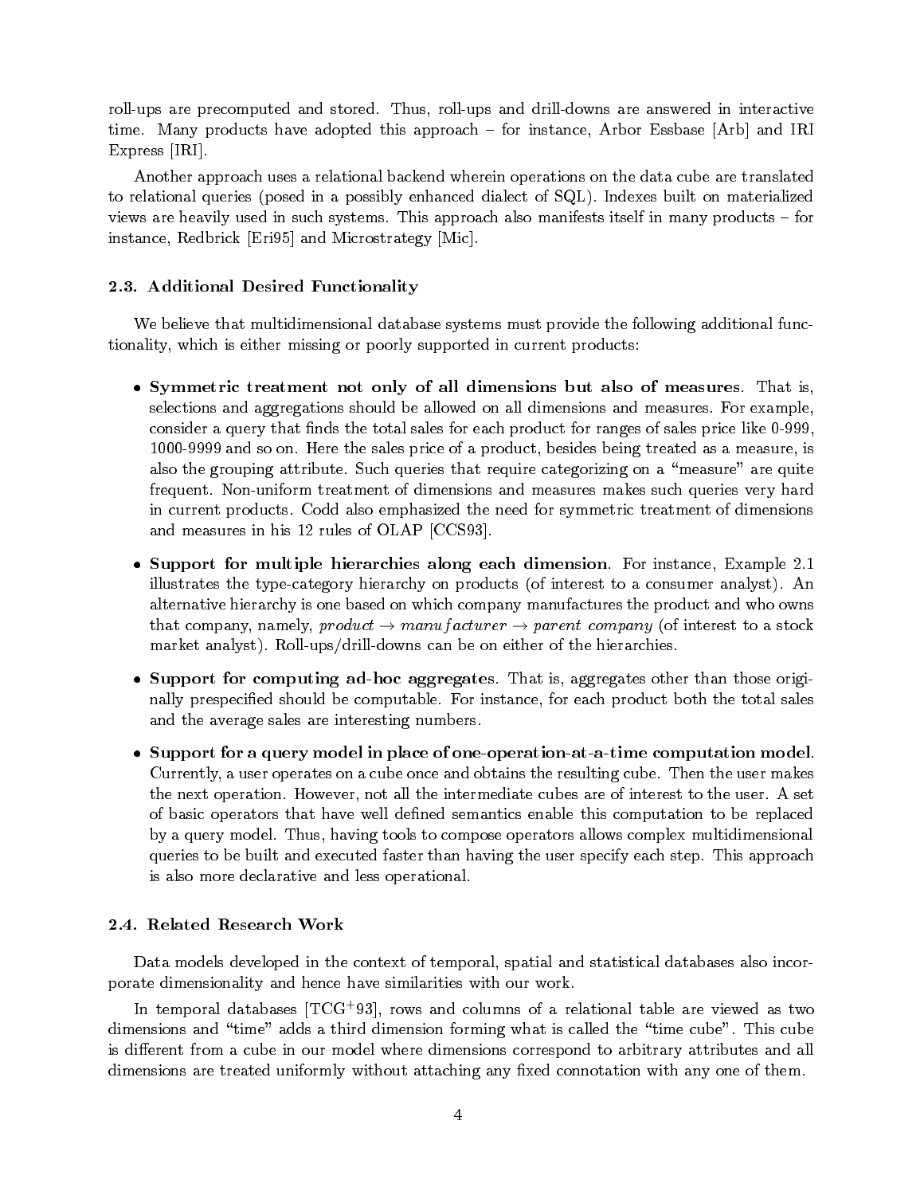roll-ups are precomputed and stored. Thus, roll-ups and drill-downs are answered in interactive time. Many products have adopted this approach – for instance, Arbor Essbase [Arb] and IRI Express [IRI].

Another approach uses a relational backend wherein operations on the data cube are translated to relational queries (posed in a possibly enhanced dialect of SQL). Indexes built on materialized views are heavily used in such systems. This approach also manifests itself in many products – for instance, Redbrick [Eri95] and Microstrategy [Mic].

### 2.3. Additional Desired Functionality

We believe that multidimensional database systems must provide the following additional functionality, which is either missing or poorly supported in current products:

- **Symmetric treatment not only of all dimensions but also of measures**. That is, selections and aggregations should be allowed on all dimensions and measures. For example, consider a query that finds the total sales for each product for ranges of sales price like 0-999, 1000-9999 and so on. Here the sales price of a product, besides being treated as a measure, is also the grouping attribute. Such queries that require categorizing on a "measure" are quite frequent. Non-uniform treatment of dimensions and measures makes such queries very hard in current products. Codd also emphasized the need for symmetric treatment of dimensions and measures in his 12 rules of OLAP [CCS93].

- **Support for multiple hierarchies along each dimension**. For instance, Example 2.1 illustrates the type-category hierarchy on products (of interest to a consumer analyst). An alternative hierarchy is one based on which company manufactures the product and who owns that company, namely, $product \rightarrow manufacturer \rightarrow parent\ company$ (of interest to a stock market analyst). Roll-ups/drill-downs can be on either of the hierarchies.

- **Support for computing ad-hoc aggregates**. That is, aggregates other than those originally prespecified should be computable. For instance, for each product both the total sales and the average sales are interesting numbers.

- **Support for a query model in place of one-operation-at-a-time computation model**. Currently, a user operates on a cube once and obtains the resulting cube. Then the user makes the next operation. However, not all the intermediate cubes are of interest to the user. A set of basic operators that have well defined semantics enable this computation to be replaced by a query model. Thus, having tools to compose operators allows complex multidimensional queries to be built and executed faster than having the user specify each step. This approach is also more declarative and less operational.

### 2.4. Related Research Work

Data models developed in the context of temporal, spatial and statistical databases also incorporate dimensionality and hence have similarities with our work.

In temporal databases [TCG+93], rows and columns of a relational table are viewed as two dimensions and "time" adds a third dimension forming what is called the "time cube". This cube is different from a cube in our model where dimensions correspond to arbitrary attributes and all dimensions are treated uniformly without attaching any fixed connotation with any one of them.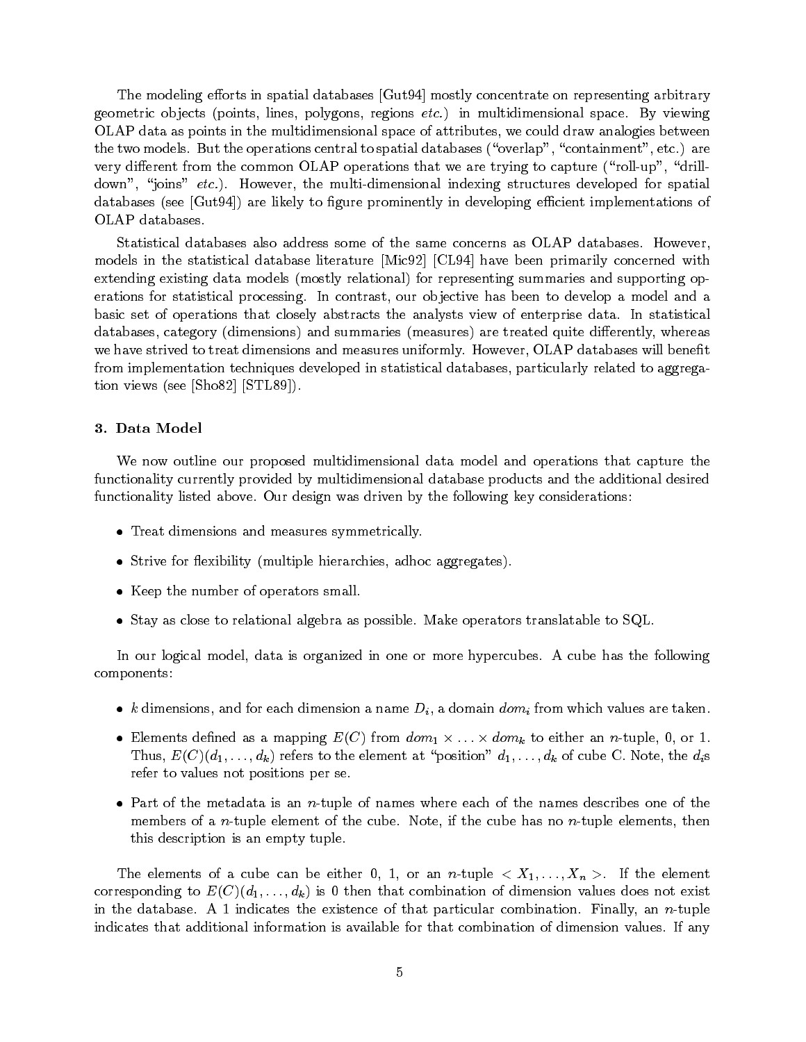The modeling efforts in spatial databases [Gut94] mostly concentrate on representing arbitrary geometric objects (points, lines, polygons, regions *etc.*) in multidimensional space. By viewing OLAP data as points in the multidimensional space of attributes, we could draw analogies between the two models. But the operations central to spatial databases ("overlap", "containment", etc.) are very different from the common OLAP operations that we are trying to capture ("roll-up", "drill-down", "joins" *etc.*). However, the multi-dimensional indexing structures developed for spatial databases (see [Gut94]) are likely to figure prominently in developing efficient implementations of OLAP databases.

Statistical databases also address some of the same concerns as OLAP databases. However, models in the statistical database literature [Mic92] [CL94] have been primarily concerned with extending existing data models (mostly relational) for representing summaries and supporting operations for statistical processing. In contrast, our objective has been to develop a model and a basic set of operations that closely abstracts the analysts view of enterprise data. In statistical databases, category (dimensions) and summaries (measures) are treated quite differently, whereas we have strived to treat dimensions and measures uniformly. However, OLAP databases will benefit from implementation techniques developed in statistical databases, particularly related to aggregation views (see [Sho82] [STL89]).

## 3. Data Model

We now outline our proposed multidimensional data model and operations that capture the functionality currently provided by multidimensional database products and the additional desired functionality listed above. Our design was driven by the following key considerations:

- Treat dimensions and measures symmetrically.
- Strive for flexibility (multiple hierarchies, adhoc aggregates).
- Keep the number of operators small.
- Stay as close to relational algebra as possible. Make operators translatable to SQL.

In our logical model, data is organized in one or more hypercubes. A cube has the following components:

- $k$ dimensions, and for each dimension a name $D_i$, a domain $dom_i$ from which values are taken.
- Elements defined as a mapping $E(C)$ from $dom_1 \times \ldots \times dom_k$ to either an $n$-tuple, 0, or 1. Thus, $E(C)(d_1, \ldots, d_k)$ refers to the element at "position" $d_1, \ldots, d_k$ of cube C. Note, the $d_i$s refer to values not positions per se.
- Part of the metadata is an $n$-tuple of names where each of the names describes one of the members of a $n$-tuple element of the cube. Note, if the cube has no $n$-tuple elements, then this description is an empty tuple.

The elements of a cube can be either 0, 1, or an $n$-tuple $< X_1, \ldots, X_n >$. If the element corresponding to $E(C)(d_1, \ldots, d_k)$ is 0 then that combination of dimension values does not exist in the database. A 1 indicates the existence of that particular combination. Finally, an $n$-tuple indicates that additional information is available for that combination of dimension values. If any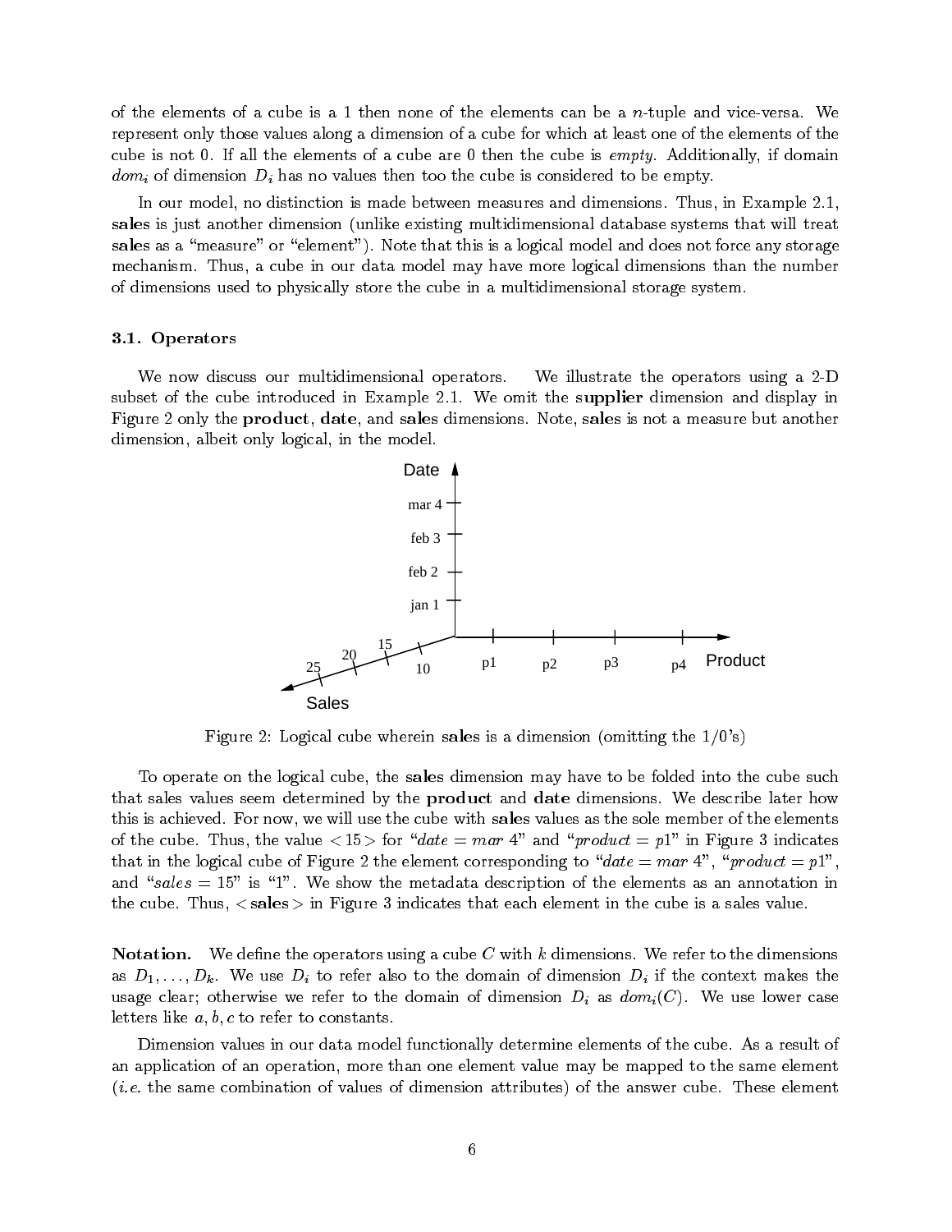of the elements of a cube is a 1 then none of the elements can be a $n$-tuple and vice-versa. We represent only those values along a dimension of a cube for which at least one of the elements of the cube is not 0. If all the elements of a cube are 0 then the cube is *empty*. Additionally, if domain $dom_i$ of dimension $D_i$ has no values then too the cube is considered to be empty.

In our model, no distinction is made between measures and dimensions. Thus, in Example 2.1, **sales** is just another dimension (unlike existing multidimensional database systems that will treat **sales** as a "measure" or "element"). Note that this is a logical model and does not force any storage mechanism. Thus, a cube in our data model may have more logical dimensions than the number of dimensions used to physically store the cube in a multidimensional storage system.

### 3.1. Operators

We now discuss our multidimensional operators. We illustrate the operators using a 2-D subset of the cube introduced in Example 2.1. We omit the **supplier** dimension and display in Figure 2 only the **product**, **date**, and **sales** dimensions. Note, **sales** is not a measure but another dimension, albeit only logical, in the model.

Figure 2: Logical cube wherein **sales** is a dimension (omitting the 1/0's)

To operate on the logical cube, the **sales** dimension may have to be folded into the cube such that sales values seem determined by the **product** and **date** dimensions. We describe later how this is achieved. For now, we will use the cube with **sales** values as the sole member of the elements of the cube. Thus, the value $< 15 >$ for "*date* = *mar* 4" and "*product* = *p*1" in Figure 3 indicates that in the logical cube of Figure 2 the element corresponding to "*date* = *mar* 4", "*product* = *p*1", and "*sales* = 15" is "1". We show the metadata description of the elements as an annotation in the cube. Thus, $<$ **sales** $>$ in Figure 3 indicates that each element in the cube is a sales value.

**Notation.** We define the operators using a cube $C$ with $k$ dimensions. We refer to the dimensions as $D_1, \ldots, D_k$. We use $D_i$ to refer also to the domain of dimension $D_i$ if the context makes the usage clear; otherwise we refer to the domain of dimension $D_i$ as $dom_i(C)$. We use lower case letters like $a, b, c$ to refer to constants.

Dimension values in our data model functionally determine elements of the cube. As a result of an application of an operation, more than one element value may be mapped to the same element (*i.e.* the same combination of values of dimension attributes) of the answer cube. These element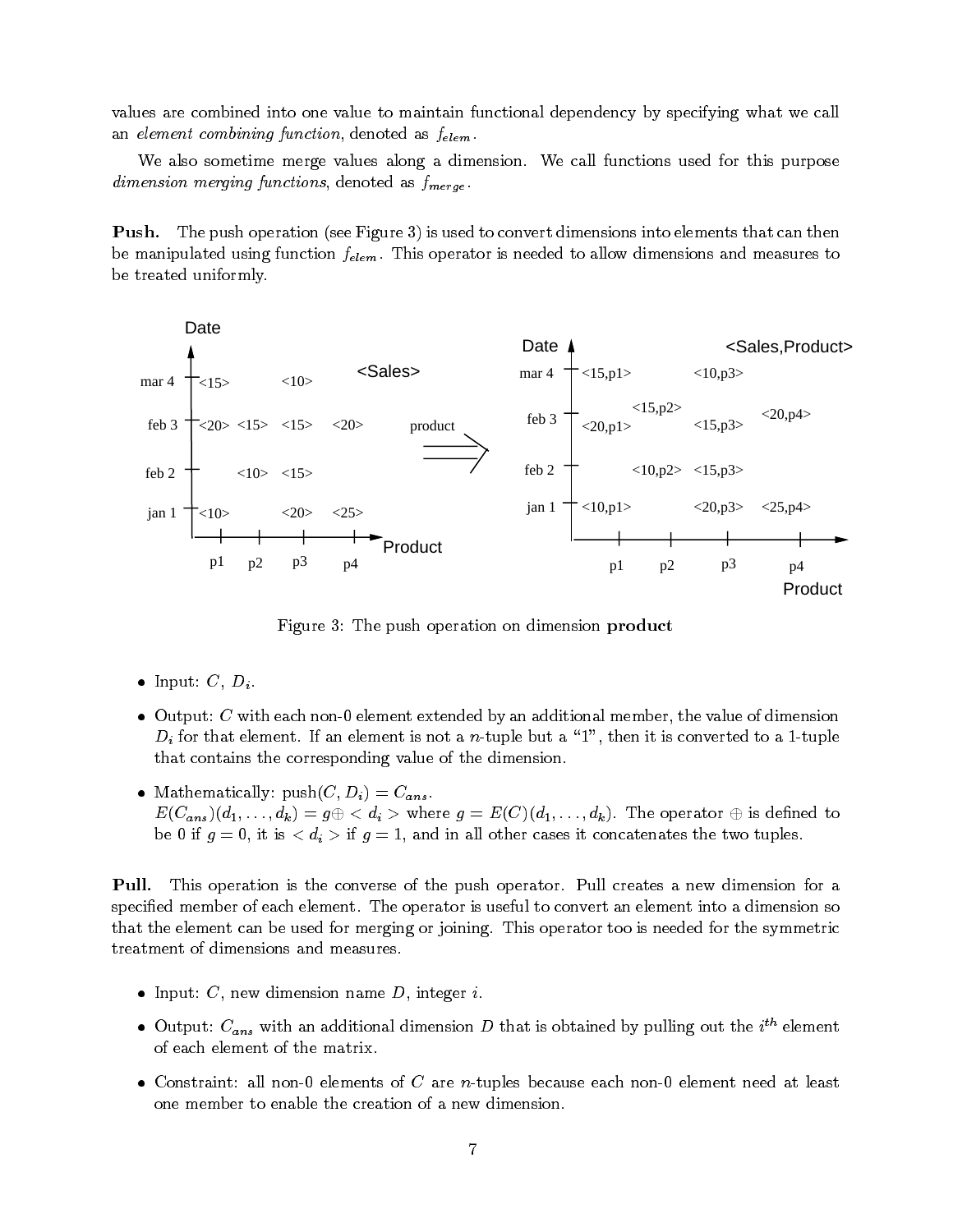values are combined into one value to maintain functional dependency by specifying what we call an *element combining function*, denoted as $f_{elem}$.

We also sometime merge values along a dimension. We call functions used for this purpose *dimension merging functions*, denoted as $f_{merge}$.

**Push.** The push operation (see Figure 3) is used to convert dimensions into elements that can then be manipulated using function $f_{elem}$. This operator is needed to allow dimensions and measures to be treated uniformly.

Figure 3: The push operation on dimension **product**

- Input: $C$, $D_i$.
- Output: $C$ with each non-0 element extended by an additional member, the value of dimension $D_i$ for that element. If an element is not a $n$-tuple but a "1", then it is converted to a 1-tuple that contains the corresponding value of the dimension.
- Mathematically: push$(C, D_i) = C_{ans}$.
  $E(C_{ans})(d_1, \ldots, d_k) = g \oplus < d_i >$ where $g = E(C)(d_1, \ldots, d_k)$. The operator $\oplus$ is defined to be 0 if $g = 0$, it is $< d_i >$ if $g = 1$, and in all other cases it concatenates the two tuples.

**Pull.** This operation is the converse of the push operator. Pull creates a new dimension for a specified member of each element. The operator is useful to convert an element into a dimension so that the element can be used for merging or joining. This operator too is needed for the symmetric treatment of dimensions and measures.

- Input: $C$, new dimension name $D$, integer $i$.
- Output: $C_{ans}$ with an additional dimension $D$ that is obtained by pulling out the $i^{th}$ element of each element of the matrix.
- Constraint: all non-0 elements of $C$ are $n$-tuples because each non-0 element need at least one member to enable the creation of a new dimension.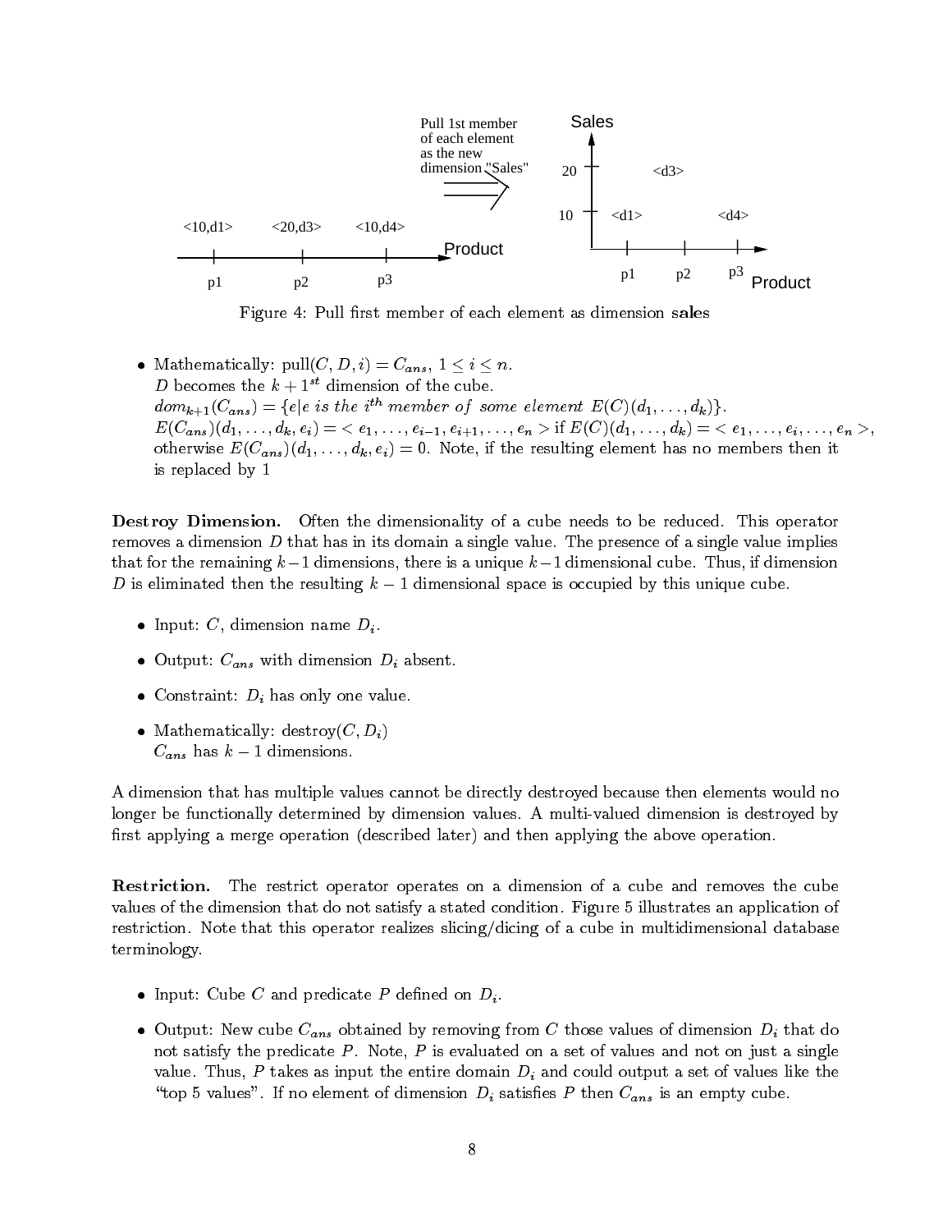Figure 4: Pull first member of each element as dimension **sales**

- Mathematically: pull$(C, D, i) = C_{ans}$, $1 \leq i \leq n$.
  $D$ becomes the $k+1^{st}$ dimension of the cube.
  $dom_{k+1}(C_{ans}) = \{e | e \textit{ is the } i^{th} \textit{ member of some element } E(C)(d_1, \ldots, d_k)\}$.
  $E(C_{ans})(d_1, \ldots, d_k, e_i) = < e_1, \ldots, e_{i-1}, e_{i+1}, \ldots, e_n >$ if $E(C)(d_1, \ldots, d_k) = < e_1, \ldots, e_i, \ldots, e_n >$, otherwise $E(C_{ans})(d_1, \ldots, d_k, e_i) = 0$. Note, if the resulting element has no members then it is replaced by 1

**Destroy Dimension.** Often the dimensionality of a cube needs to be reduced. This operator removes a dimension $D$ that has in its domain a single value. The presence of a single value implies that for the remaining $k-1$ dimensions, there is a unique $k-1$ dimensional cube. Thus, if dimension $D$ is eliminated then the resulting $k-1$ dimensional space is occupied by this unique cube.

- Input: $C$, dimension name $D_i$.
- Output: $C_{ans}$ with dimension $D_i$ absent.
- Constraint: $D_i$ has only one value.
- Mathematically: destroy$(C, D_i)$
  $C_{ans}$ has $k-1$ dimensions.

A dimension that has multiple values cannot be directly destroyed because then elements would no longer be functionally determined by dimension values. A multi-valued dimension is destroyed by first applying a merge operation (described later) and then applying the above operation.

**Restriction.** The restrict operator operates on a dimension of a cube and removes the cube values of the dimension that do not satisfy a stated condition. Figure 5 illustrates an application of restriction. Note that this operator realizes slicing/dicing of a cube in multidimensional database terminology.

- Input: Cube $C$ and predicate $P$ defined on $D_i$.
- Output: New cube $C_{ans}$ obtained by removing from $C$ those values of dimension $D_i$ that do not satisfy the predicate $P$. Note, $P$ is evaluated on a set of values and not on just a single value. Thus, $P$ takes as input the entire domain $D_i$ and could output a set of values like the "top 5 values". If no element of dimension $D_i$ satisfies $P$ then $C_{ans}$ is an empty cube.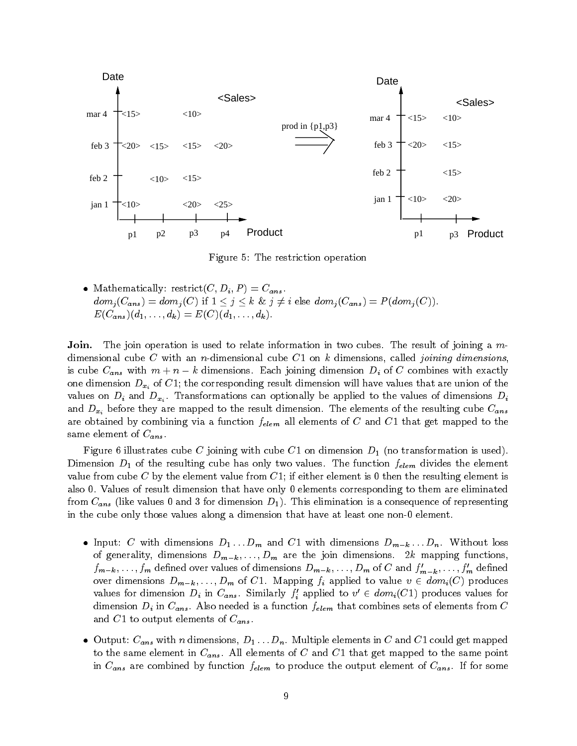Figure 5: The restriction operation

- Mathematically: restrict$(C, D_i, P) = C_{ans}$.
  $dom_j(C_{ans}) = dom_j(C)$ if $1 \leq j \leq k$ & $j \neq i$ else $dom_j(C_{ans}) = P(dom_j(C))$.
  $E(C_{ans})(d_1, \ldots, d_k) = E(C)(d_1, \ldots, d_k)$.

**Join.** The join operation is used to relate information in two cubes. The result of joining a $m$-dimensional cube $C$ with an $n$-dimensional cube $C1$ on $k$ dimensions, called *joining dimensions*, is cube $C_{ans}$ with $m + n - k$ dimensions. Each joining dimension $D_i$ of $C$ combines with exactly one dimension $D_{x_i}$ of $C1$; the corresponding result dimension will have values that are union of the values on $D_i$ and $D_{x_i}$. Transformations can optionally be applied to the values of dimensions $D_i$ and $D_{x_i}$ before they are mapped to the result dimension. The elements of the resulting cube $C_{ans}$ are obtained by combining via a function $f_{elem}$ all elements of $C$ and $C1$ that get mapped to the same element of $C_{ans}$.

Figure 6 illustrates cube $C$ joining with cube $C1$ on dimension $D_1$ (no transformation is used). Dimension $D_1$ of the resulting cube has only two values. The function $f_{elem}$ divides the element value from cube $C$ by the element value from $C1$; if either element is 0 then the resulting element is also 0. Values of result dimension that have only 0 elements corresponding to them are eliminated from $C_{ans}$ (like values 0 and 3 for dimension $D_1$). This elimination is a consequence of representing in the cube only those values along a dimension that have at least one non-0 element.

- Input: $C$ with dimensions $D_1 \ldots D_m$ and $C1$ with dimensions $D_{m-k} \ldots D_n$. Without loss of generality, dimensions $D_{m-k}, \ldots, D_m$ are the join dimensions. $2k$ mapping functions, $f_{m-k}, \ldots, f_m$ defined over values of dimensions $D_{m-k}, \ldots, D_m$ of $C$ and $f'_{m-k}, \ldots, f'_m$ defined over dimensions $D_{m-k}, \ldots, D_m$ of $C1$. Mapping $f_i$ applied to value $v \in dom_i(C)$ produces values for dimension $D_i$ in $C_{ans}$. Similarly $f'_i$ applied to $v' \in dom_i(C1)$ produces values for dimension $D_i$ in $C_{ans}$. Also needed is a function $f_{elem}$ that combines sets of elements from $C$ and $C1$ to output elements of $C_{ans}$.

- Output: $C_{ans}$ with $n$ dimensions, $D_1 \ldots D_n$. Multiple elements in $C$ and $C1$ could get mapped to the same element in $C_{ans}$. All elements of $C$ and $C1$ that get mapped to the same point in $C_{ans}$ are combined by function $f_{elem}$ to produce the output element of $C_{ans}$. If for some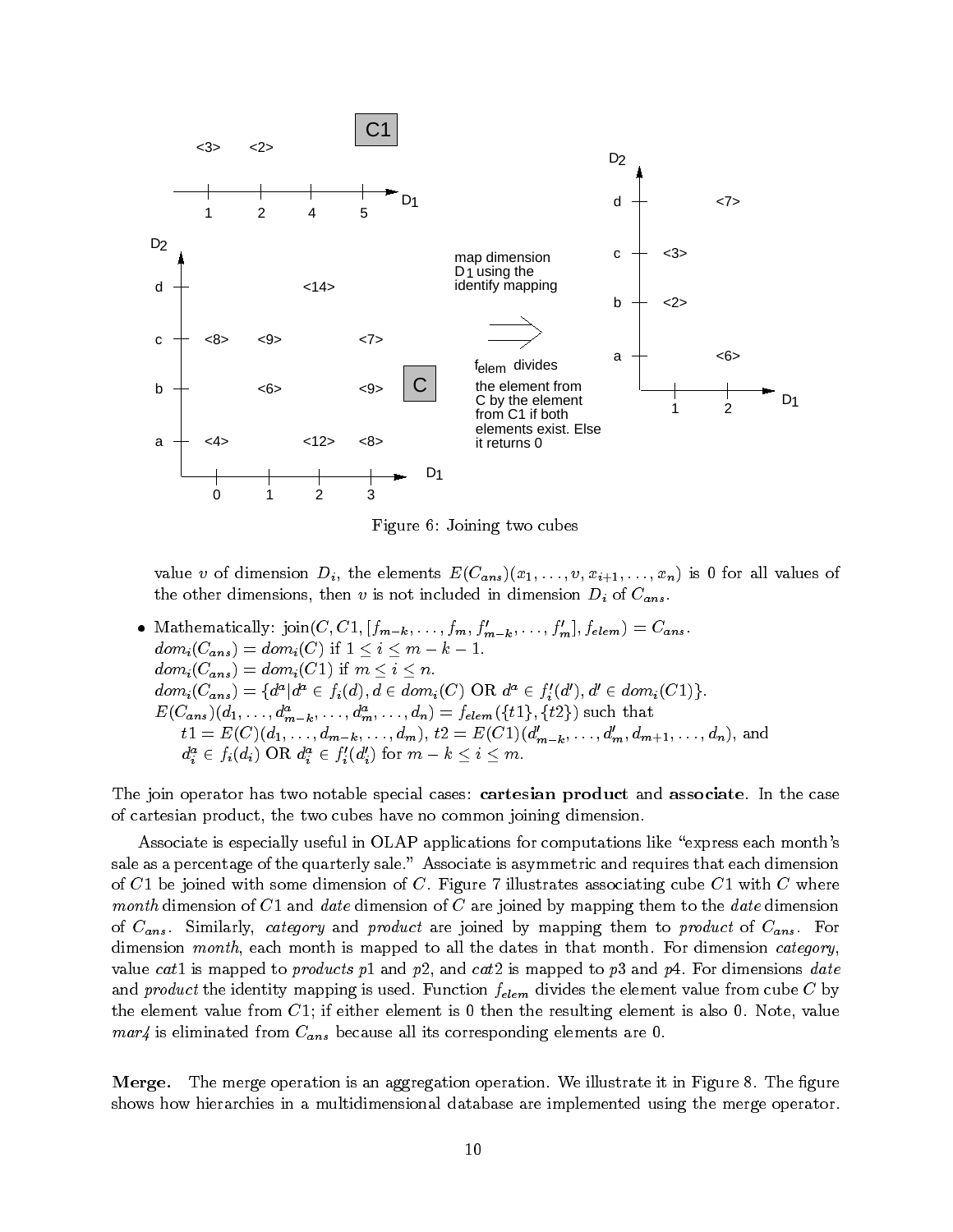Figure 6: Joining two cubes

value $v$ of dimension $D_i$, the elements $E(C_{ans})(x_1, \ldots, v, x_{i+1}, \ldots, x_n)$ is 0 for all values of the other dimensions, then $v$ is not included in dimension $D_i$ of $C_{ans}$.

- Mathematically: join$(C, C1, [f_{m-k}, \ldots, f_m, f'_{m-k}, \ldots, f'_m], f_{elem}) = C_{ans}$.
  $dom_i(C_{ans}) = dom_i(C)$ if $1 \leq i \leq m-k-1$.
  $dom_i(C_{ans}) = dom_i(C1)$ if $m \leq i \leq n$.
  $dom_i(C_{ans}) = \{d^a | d^a \in f_i(d), d \in dom_i(C) \text{ OR } d^a \in f'_i(d'), d' \in dom_i(C1)\}$.
  $E(C_{ans})(d_1, \ldots, d^a_{m-k}, \ldots, d^a_m, \ldots, d_n) = f_{elem}(\{t1\}, \{t2\})$ such that
  $t1 = E(C)(d_1, \ldots, d_{m-k}, \ldots, d_m)$, $t2 = E(C1)(d'_{m-k}, \ldots, d'_m, d_{m+1}, \ldots, d_n)$, and
  $d^a_i \in f_i(d_i)$ OR $d^a_i \in f'_i(d'_i)$ for $m-k \leq i \leq m$.

The join operator has two notable special cases: **cartesian product** and **associate**. In the case of cartesian product, the two cubes have no common joining dimension.

Associate is especially useful in OLAP applications for computations like "express each month's sale as a percentage of the quarterly sale." Associate is asymmetric and requires that each dimension of $C1$ be joined with some dimension of $C$. Figure 7 illustrates associating cube $C1$ with $C$ where *month* dimension of $C1$ and *date* dimension of $C$ are joined by mapping them to the *date* dimension of $C_{ans}$. Similarly, *category* and *product* are joined by mapping them to *product* of $C_{ans}$. For dimension *month*, each month is mapped to all the dates in that month. For dimension *category*, value *cat1* is mapped to *products* *p1* and *p2*, and *cat2* is mapped to *p3* and *p4*. For dimensions *date* and *product* the identity mapping is used. Function $f_{elem}$ divides the element value from cube $C$ by the element value from $C1$; if either element is 0 then the resulting element is also 0. Note, value *mar4* is eliminated from $C_{ans}$ because all its corresponding elements are 0.

**Merge.** The merge operation is an aggregation operation. We illustrate it in Figure 8. The figure shows how hierarchies in a multidimensional database are implemented using the merge operator.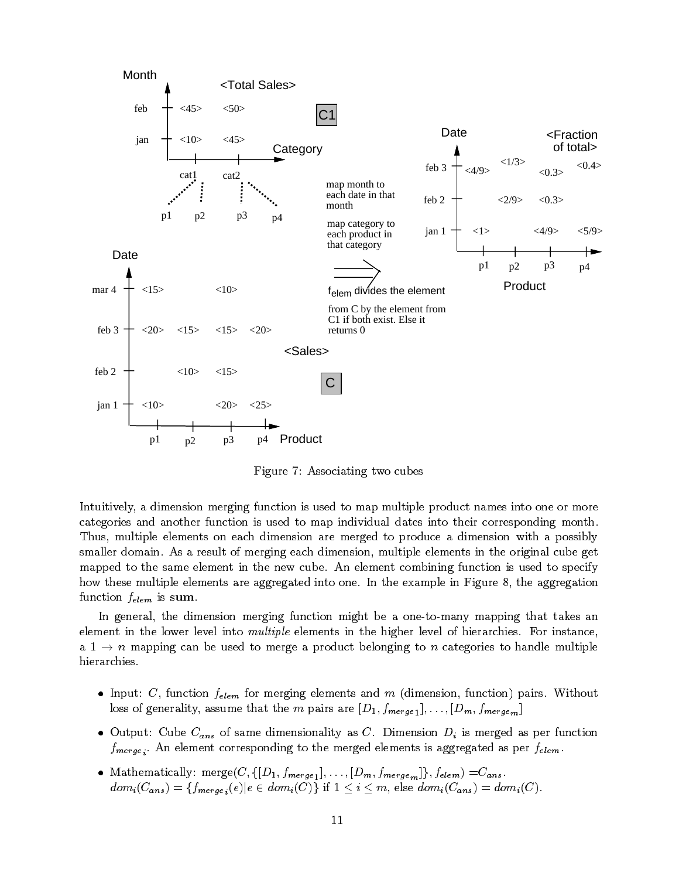Figure 7: Associating two cubes

Intuitively, a dimension merging function is used to map multiple product names into one or more categories and another function is used to map individual dates into their corresponding month. Thus, multiple elements on each dimension are merged to produce a dimension with a possibly smaller domain. As a result of merging each dimension, multiple elements in the original cube get mapped to the same element in the new cube. An element combining function is used to specify how these multiple elements are aggregated into one. In the example in Figure 8, the aggregation function $f_{elem}$ is **sum**.

In general, the dimension merging function might be a one-to-many mapping that takes an element in the lower level into *multiple* elements in the higher level of hierarchies. For instance, a $1 \rightarrow n$ mapping can be used to merge a product belonging to $n$ categories to handle multiple hierarchies.

- Input: $C$, function $f_{elem}$ for merging elements and $m$ (dimension, function) pairs. Without loss of generality, assume that the $m$ pairs are $[D_1, f_{merge_1}], \ldots, [D_m, f_{merge_m}]$
- Output: Cube $C_{ans}$ of same dimensionality as $C$. Dimension $D_i$ is merged as per function $f_{merge_i}$. An element corresponding to the merged elements is aggregated as per $f_{elem}$.
- Mathematically: merge$(C, \{[D_1, f_{merge_1}], \ldots, [D_m, f_{merge_m}]\}, f_{elem}) = C_{ans}$.
  $dom_i(C_{ans}) = \{f_{merge_i}(e) | e \in dom_i(C)\}$ if $1 \leq i \leq m$, else $dom_i(C_{ans}) = dom_i(C)$.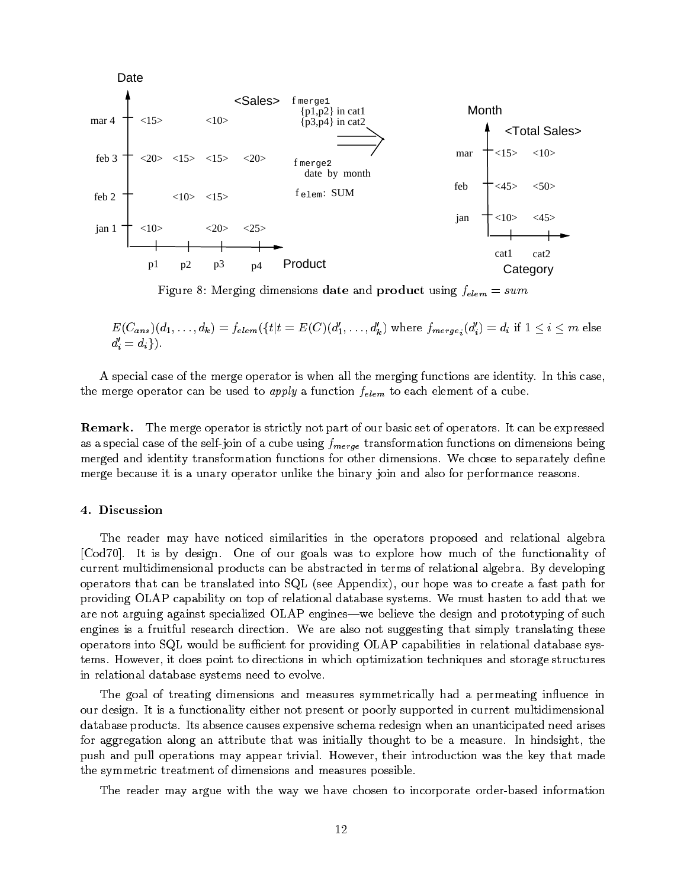Figure 8: Merging dimensions **date** and **product** using $f_{elem} = sum$

$E(C_{ans})(d_1, \ldots, d_k) = f_{elem}(\{t | t = E(C)(d'_1, \ldots, d'_k)$ where $f_{merge_i}(d'_i) = d_i$ if $1 \leq i \leq m$ else $d'_i = d_i\})$.

A special case of the merge operator is when all the merging functions are identity. In this case, the merge operator can be used to *apply* a function $f_{elem}$ to each element of a cube.

**Remark.** The merge operator is strictly not part of our basic set of operators. It can be expressed as a special case of the self-join of a cube using $f_{merge}$ transformation functions on dimensions being merged and identity transformation functions for other dimensions. We chose to separately define merge because it is a unary operator unlike the binary join and also for performance reasons.

### 4. Discussion

The reader may have noticed similarities in the operators proposed and relational algebra [Cod70]. It is by design. One of our goals was to explore how much of the functionality of current multidimensional products can be abstracted in terms of relational algebra. By developing operators that can be translated into SQL (see Appendix), our hope was to create a fast path for providing OLAP capability on top of relational database systems. We must hasten to add that we are not arguing against specialized OLAP engines—we believe the design and prototyping of such engines is a fruitful research direction. We are also not suggesting that simply translating these operators into SQL would be sufficient for providing OLAP capabilities in relational database systems. However, it does point to directions in which optimization techniques and storage structures in relational database systems need to evolve.

The goal of treating dimensions and measures symmetrically had a permeating influence in our design. It is a functionality either not present or poorly supported in current multidimensional database products. Its absence causes expensive schema redesign when an unanticipated need arises for aggregation along an attribute that was initially thought to be a measure. In hindsight, the push and pull operations may appear trivial. However, their introduction was the key that made the symmetric treatment of dimensions and measures possible.

The reader may argue with the way we have chosen to incorporate order-based information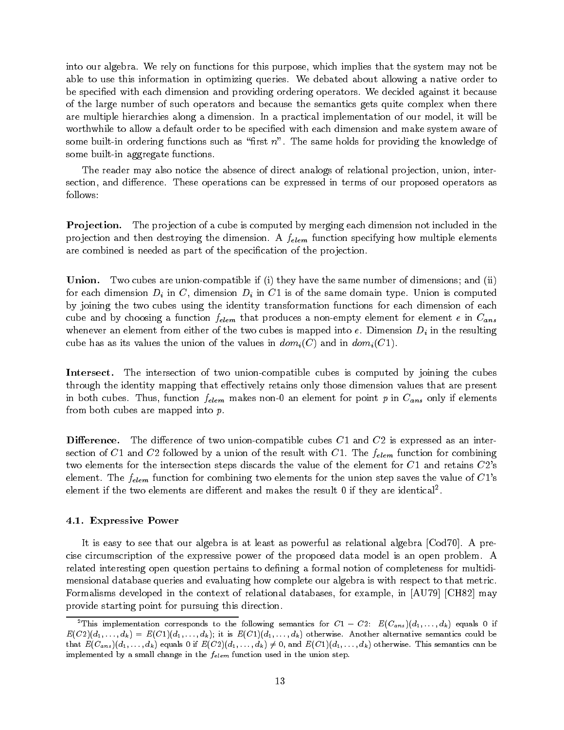into our algebra. We rely on functions for this purpose, which implies that the system may not be able to use this information in optimizing queries. We debated about allowing a native order to be specified with each dimension and providing ordering operators. We decided against it because of the large number of such operators and because the semantics gets quite complex when there are multiple hierarchies along a dimension. In a practical implementation of our model, it will be worthwhile to allow a default order to be specified with each dimension and make system aware of some built-in ordering functions such as "first $n$". The same holds for providing the knowledge of some built-in aggregate functions.

The reader may also notice the absence of direct analogs of relational projection, union, intersection, and difference. These operations can be expressed in terms of our proposed operators as follows:

**Projection.** The projection of a cube is computed by merging each dimension not included in the projection and then destroying the dimension. A $f_{elem}$ function specifying how multiple elements are combined is needed as part of the specification of the projection.

**Union.** Two cubes are union-compatible if (i) they have the same number of dimensions; and (ii) for each dimension $D_i$ in $C$, dimension $D_i$ in $C1$ is of the same domain type. Union is computed by joining the two cubes using the identity transformation functions for each dimension of each cube and by choosing a function $f_{elem}$ that produces a non-empty element for element $e$ in $C_{ans}$ whenever an element from either of the two cubes is mapped into $e$. Dimension $D_i$ in the resulting cube has as its values the union of the values in $dom_i(C)$ and in $dom_i(C1)$.

**Intersect.** The intersection of two union-compatible cubes is computed by joining the cubes through the identity mapping that effectively retains only those dimension values that are present in both cubes. Thus, function $f_{elem}$ makes non-0 an element for point $p$ in $C_{ans}$ only if elements from both cubes are mapped into $p$.

**Difference.** The difference of two union-compatible cubes $C1$ and $C2$ is expressed as an intersection of $C1$ and $C2$ followed by a union of the result with $C1$. The $f_{elem}$ function for combining two elements for the intersection steps discards the value of the element for $C1$ and retains $C2$'s element. The $f_{elem}$ function for combining two elements for the union step saves the value of $C1$'s element if the two elements are different and makes the result 0 if they are identical[2].

### 4.1. Expressive Power

It is easy to see that our algebra is at least as powerful as relational algebra [Cod70]. A precise circumscription of the expressive power of the proposed data model is an open problem. A related interesting open question pertains to defining a formal notion of completeness for multidimensional database queries and evaluating how complete our algebra is with respect to that metric. Formalisms developed in the context of relational databases, for example, in [AU79] [CH82] may provide starting point for pursuing this direction.

---

[2] This implementation corresponds to the following semantics for $C1 - C2$: $E(C_{ans})(d_1, \ldots, d_k)$ equals 0 if $E(C2)(d_1, \ldots, d_k) = E(C1)(d_1, \ldots, d_k)$; it is $E(C1)(d_1, \ldots, d_k)$ otherwise. Another alternative semantics could be that $E(C_{ans})(d_1, \ldots, d_k)$ equals 0 if $E(C2)(d_1, \ldots, d_k) \neq 0$, and $E(C1)(d_1, \ldots, d_k)$ otherwise. This semantics can be implemented by a small change in the $f_{elem}$ function used in the union step.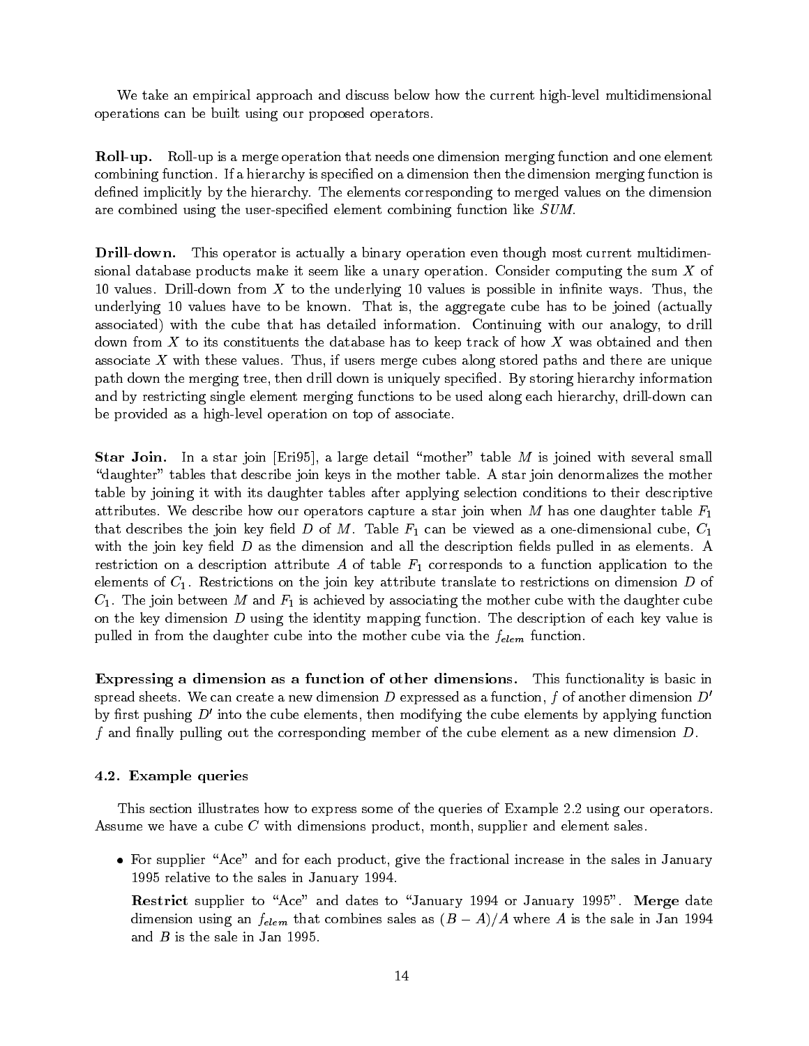We take an empirical approach and discuss below how the current high-level multidimensional operations can be built using our proposed operators.

**Roll-up.** Roll-up is a merge operation that needs one dimension merging function and one element combining function. If a hierarchy is specified on a dimension then the dimension merging function is defined implicitly by the hierarchy. The elements corresponding to merged values on the dimension are combined using the user-specified element combining function like *SUM*.

**Drill-down.** This operator is actually a binary operation even though most current multidimensional database products make it seem like a unary operation. Consider computing the sum $X$ of 10 values. Drill-down from $X$ to the underlying 10 values is possible in infinite ways. Thus, the underlying 10 values have to be known. That is, the aggregate cube has to be joined (actually associated) with the cube that has detailed information. Continuing with our analogy, to drill down from $X$ to its constituents the database has to keep track of how $X$ was obtained and then associate $X$ with these values. Thus, if users merge cubes along stored paths and there are unique path down the merging tree, then drill down is uniquely specified. By storing hierarchy information and by restricting single element merging functions to be used along each hierarchy, drill-down can be provided as a high-level operation on top of associate.

**Star Join.** In a star join [Eri95], a large detail "mother" table $M$ is joined with several small "daughter" tables that describe join keys in the mother table. A star join denormalizes the mother table by joining it with its daughter tables after applying selection conditions to their descriptive attributes. We describe how our operators capture a star join when $M$ has one daughter table $F_1$ that describes the join key field $D$ of $M$. Table $F_1$ can be viewed as a one-dimensional cube, $C_1$ with the join key field $D$ as the dimension and all the description fields pulled in as elements. A restriction on a description attribute $A$ of table $F_1$ corresponds to a function application to the elements of $C_1$. Restrictions on the join key attribute translate to restrictions on dimension $D$ of $C_1$. The join between $M$ and $F_1$ is achieved by associating the mother cube with the daughter cube on the key dimension $D$ using the identity mapping function. The description of each key value is pulled in from the daughter cube into the mother cube via the $f_{elem}$ function.

**Expressing a dimension as a function of other dimensions.** This functionality is basic in spread sheets. We can create a new dimension $D$ expressed as a function, $f$ of another dimension $D'$ by first pushing $D'$ into the cube elements, then modifying the cube elements by applying function $f$ and finally pulling out the corresponding member of the cube element as a new dimension $D$.

### 4.2. Example queries

This section illustrates how to express some of the queries of Example 2.2 using our operators. Assume we have a cube $C$ with dimensions product, month, supplier and element sales.

- For supplier "Ace" and for each product, give the fractional increase in the sales in January 1995 relative to the sales in January 1994.

  **Restrict** supplier to "Ace" and dates to "January 1994 or January 1995". **Merge** date dimension using an $f_{elem}$ that combines sales as $(B - A)/A$ where $A$ is the sale in Jan 1994 and $B$ is the sale in Jan 1995.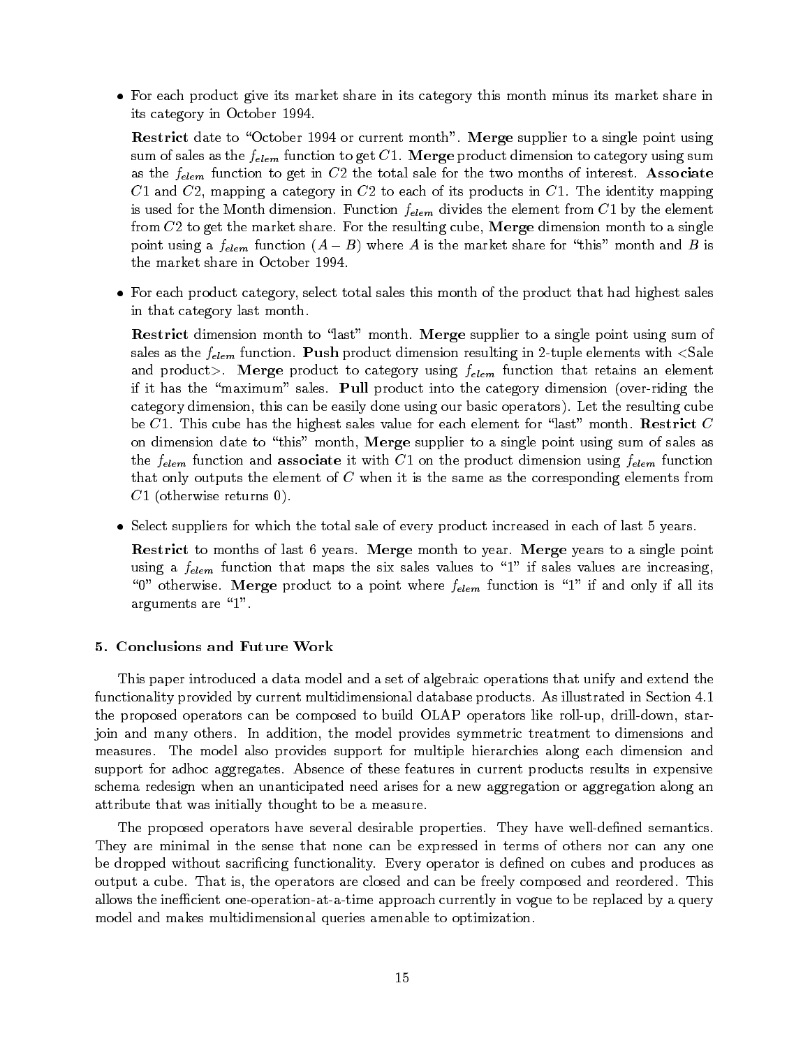- For each product give its market share in its category this month minus its market share in its category in October 1994.

  **Restrict** date to "October 1994 or current month". **Merge** supplier to a single point using sum of sales as the $f_{elem}$ function to get $C1$. **Merge** product dimension to category using sum as the $f_{elem}$ function to get in $C2$ the total sale for the two months of interest. **Associate** $C1$ and $C2$, mapping a category in $C2$ to each of its products in $C1$. The identity mapping is used for the Month dimension. Function $f_{elem}$ divides the element from $C1$ by the element from $C2$ to get the market share. For the resulting cube, **Merge** dimension month to a single point using a $f_{elem}$ function $(A - B)$ where $A$ is the market share for "this" month and $B$ is the market share in October 1994.

- For each product category, select total sales this month of the product that had highest sales in that category last month.

  **Restrict** dimension month to "last" month. **Merge** supplier to a single point using sum of sales as the $f_{elem}$ function. **Push** product dimension resulting in 2-tuple elements with <Sale and product>. **Merge** product to category using $f_{elem}$ function that retains an element if it has the "maximum" sales. **Pull** product into the category dimension (over-riding the category dimension, this can be easily done using our basic operators). Let the resulting cube be $C1$. This cube has the highest sales value for each element for "last" month. **Restrict** $C$ on dimension date to "this" month, **Merge** supplier to a single point using sum of sales as the $f_{elem}$ function and **associate** it with $C1$ on the product dimension using $f_{elem}$ function that only outputs the element of $C$ when it is the same as the corresponding elements from $C1$ (otherwise returns 0).

- Select suppliers for which the total sale of every product increased in each of last 5 years.

  **Restrict** to months of last 6 years. **Merge** month to year. **Merge** years to a single point using a $f_{elem}$ function that maps the six sales values to "1" if sales values are increasing, "0" otherwise. **Merge** product to a point where $f_{elem}$ function is "1" if and only if all its arguments are "1".

## 5. Conclusions and Future Work

This paper introduced a data model and a set of algebraic operations that unify and extend the functionality provided by current multidimensional database products. As illustrated in Section 4.1 the proposed operators can be composed to build OLAP operators like roll-up, drill-down, star-join and many others. In addition, the model provides symmetric treatment to dimensions and measures. The model also provides support for multiple hierarchies along each dimension and support for adhoc aggregates. Absence of these features in current products results in expensive schema redesign when an unanticipated need arises for a new aggregation or aggregation along an attribute that was initially thought to be a measure.

The proposed operators have several desirable properties. They have well-defined semantics. They are minimal in the sense that none can be expressed in terms of others nor can any one be dropped without sacrificing functionality. Every operator is defined on cubes and produces as output a cube. That is, the operators are closed and can be freely composed and reordered. This allows the inefficient one-operation-at-a-time approach currently in vogue to be replaced by a query model and makes multidimensional queries amenable to optimization.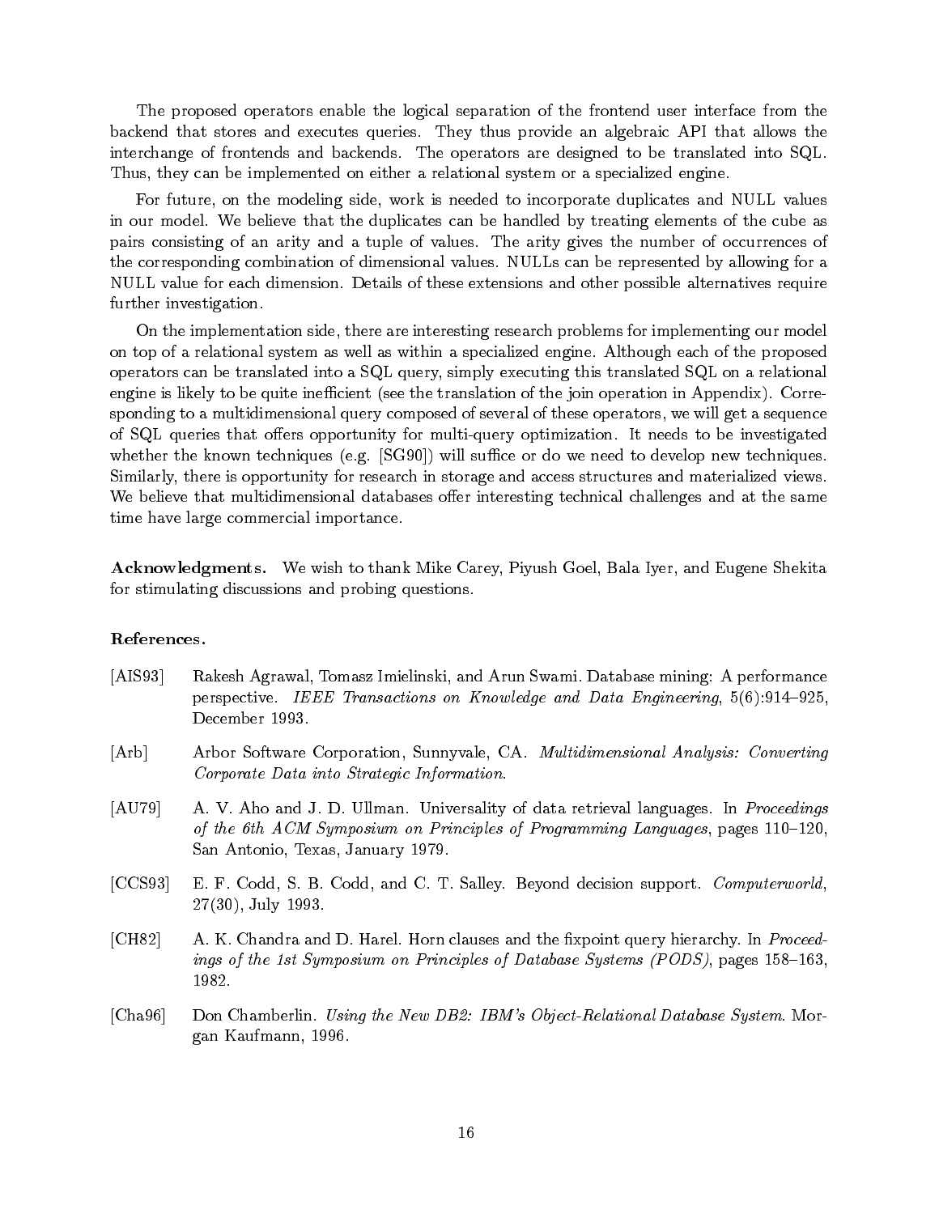The proposed operators enable the logical separation of the frontend user interface from the backend that stores and executes queries. They thus provide an algebraic API that allows the interchange of frontends and backends. The operators are designed to be translated into SQL. Thus, they can be implemented on either a relational system or a specialized engine.

For future, on the modeling side, work is needed to incorporate duplicates and NULL values in our model. We believe that the duplicates can be handled by treating elements of the cube as pairs consisting of an arity and a tuple of values. The arity gives the number of occurrences of the corresponding combination of dimensional values. NULLs can be represented by allowing for a NULL value for each dimension. Details of these extensions and other possible alternatives require further investigation.

On the implementation side, there are interesting research problems for implementing our model on top of a relational system as well as within a specialized engine. Although each of the proposed operators can be translated into a SQL query, simply executing this translated SQL on a relational engine is likely to be quite inefficient (see the translation of the join operation in Appendix). Corresponding to a multidimensional query composed of several of these operators, we will get a sequence of SQL queries that offers opportunity for multi-query optimization. It needs to be investigated whether the known techniques (e.g. [SG90]) will suffice or do we need to develop new techniques. Similarly, there is opportunity for research in storage and access structures and materialized views. We believe that multidimensional databases offer interesting technical challenges and at the same time have large commercial importance.

**Acknowledgments.** We wish to thank Mike Carey, Piyush Goel, Bala Iyer, and Eugene Shekita for stimulating discussions and probing questions.

**References.**

[AIS93] Rakesh Agrawal, Tomasz Imielinski, and Arun Swami. Database mining: A performance perspective. *IEEE Transactions on Knowledge and Data Engineering*, 5(6):914–925, December 1993.

[Arb] Arbor Software Corporation, Sunnyvale, CA. *Multidimensional Analysis: Converting Corporate Data into Strategic Information*.

[AU79] A. V. Aho and J. D. Ullman. Universality of data retrieval languages. In *Proceedings of the 6th ACM Symposium on Principles of Programming Languages*, pages 110–120, San Antonio, Texas, January 1979.

[CCS93] E. F. Codd, S. B. Codd, and C. T. Salley. Beyond decision support. *Computerworld*, 27(30), July 1993.

[CH82] A. K. Chandra and D. Harel. Horn clauses and the fixpoint query hierarchy. In *Proceedings of the 1st Symposium on Principles of Database Systems (PODS)*, pages 158–163, 1982.

[Cha96] Don Chamberlin. *Using the New DB2: IBM's Object-Relational Database System*. Morgan Kaufmann, 1996.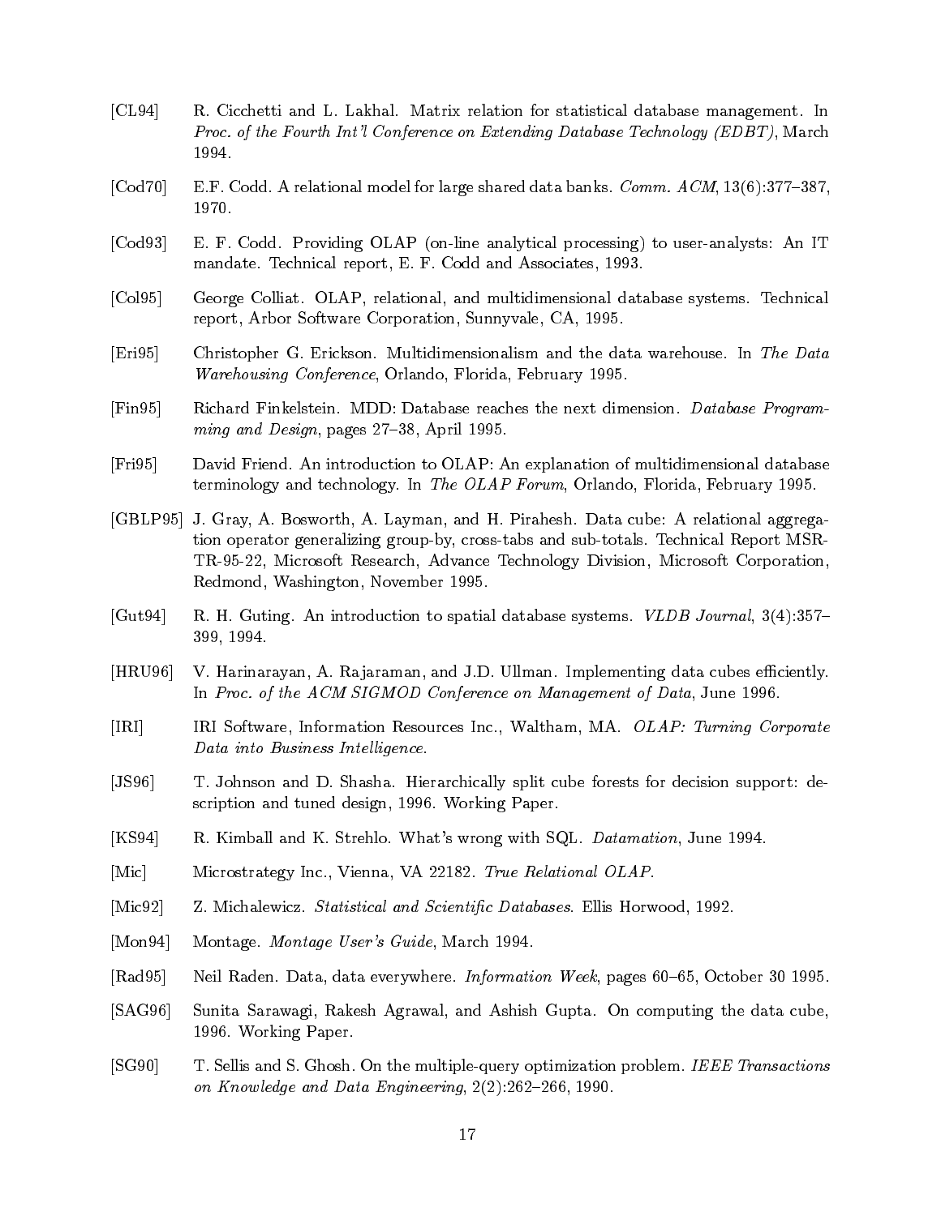[CL94] R. Cicchetti and L. Lakhal. Matrix relation for statistical database management. In *Proc. of the Fourth Int'l Conference on Extending Database Technology (EDBT)*, March 1994.

[Cod70] E.F. Codd. A relational model for large shared data banks. *Comm. ACM*, 13(6):377–387, 1970.

[Cod93] E. F. Codd. Providing OLAP (on-line analytical processing) to user-analysts: An IT mandate. Technical report, E. F. Codd and Associates, 1993.

[Col95] George Colliat. OLAP, relational, and multidimensional database systems. Technical report, Arbor Software Corporation, Sunnyvale, CA, 1995.

[Eri95] Christopher G. Erickson. Multidimensionalism and the data warehouse. In *The Data Warehousing Conference*, Orlando, Florida, February 1995.

[Fin95] Richard Finkelstein. MDD: Database reaches the next dimension. *Database Programming and Design*, pages 27–38, April 1995.

[Fri95] David Friend. An introduction to OLAP: An explanation of multidimensional database terminology and technology. In *The OLAP Forum*, Orlando, Florida, February 1995.

[GBLP95] J. Gray, A. Bosworth, A. Layman, and H. Pirahesh. Data cube: A relational aggregation operator generalizing group-by, cross-tabs and sub-totals. Technical Report MSR-TR-95-22, Microsoft Research, Advance Technology Division, Microsoft Corporation, Redmond, Washington, November 1995.

[Gut94] R. H. Guting. An introduction to spatial database systems. *VLDB Journal*, 3(4):357–399, 1994.

[HRU96] V. Harinarayan, A. Rajaraman, and J.D. Ullman. Implementing data cubes efficiently. In *Proc. of the ACM SIGMOD Conference on Management of Data*, June 1996.

[IRI] IRI Software, Information Resources Inc., Waltham, MA. *OLAP: Turning Corporate Data into Business Intelligence.*

[JS96] T. Johnson and D. Shasha. Hierarchically split cube forests for decision support: description and tuned design, 1996. Working Paper.

[KS94] R. Kimball and K. Strehlo. What's wrong with SQL. *Datamation*, June 1994.

[Mic] Microstrategy Inc., Vienna, VA 22182. *True Relational OLAP.*

[Mic92] Z. Michalewicz. *Statistical and Scientific Databases*. Ellis Horwood, 1992.

[Mon94] Montage. *Montage User's Guide*, March 1994.

[Rad95] Neil Raden. Data, data everywhere. *Information Week*, pages 60–65, October 30 1995.

[SAG96] Sunita Sarawagi, Rakesh Agrawal, and Ashish Gupta. On computing the data cube, 1996. Working Paper.

[SG90] T. Sellis and S. Ghosh. On the multiple-query optimization problem. *IEEE Transactions on Knowledge and Data Engineering*, 2(2):262–266, 1990.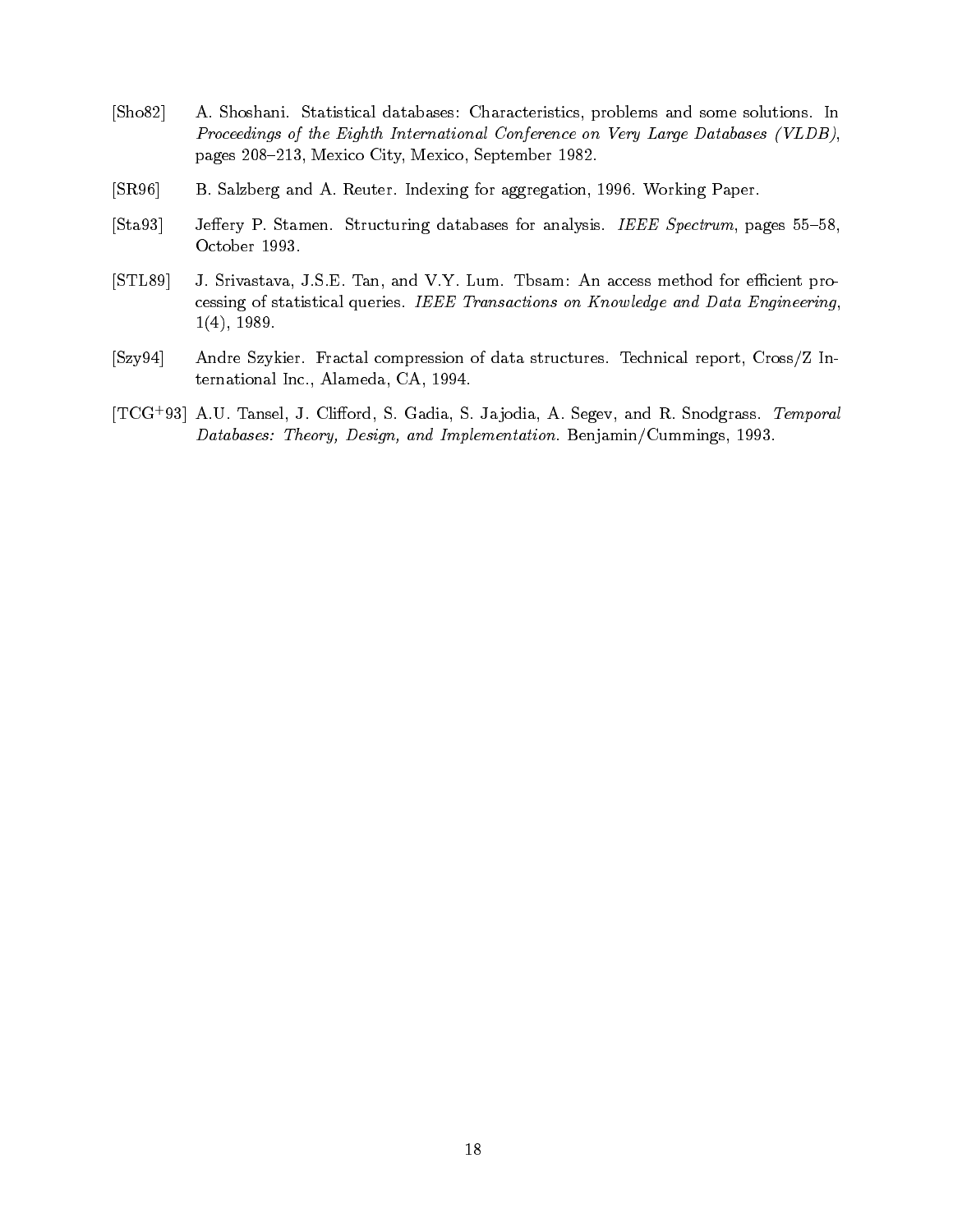[Sho82] A. Shoshani. Statistical databases: Characteristics, problems and some solutions. In *Proceedings of the Eighth International Conference on Very Large Databases (VLDB)*, pages 208–213, Mexico City, Mexico, September 1982.

[SR96] B. Salzberg and A. Reuter. Indexing for aggregation, 1996. Working Paper.

[Sta93] Jeffery P. Stamen. Structuring databases for analysis. *IEEE Spectrum*, pages 55–58, October 1993.

[STL89] J. Srivastava, J.S.E. Tan, and V.Y. Lum. Tbsam: An access method for efficient processing of statistical queries. *IEEE Transactions on Knowledge and Data Engineering*, 1(4), 1989.

[Szy94] Andre Szykier. Fractal compression of data structures. Technical report, Cross/Z International Inc., Alameda, CA, 1994.

[TCG+93] A.U. Tansel, J. Clifford, S. Gadia, S. Jajodia, A. Segev, and R. Snodgrass. *Temporal Databases: Theory, Design, and Implementation*. Benjamin/Cummings, 1993.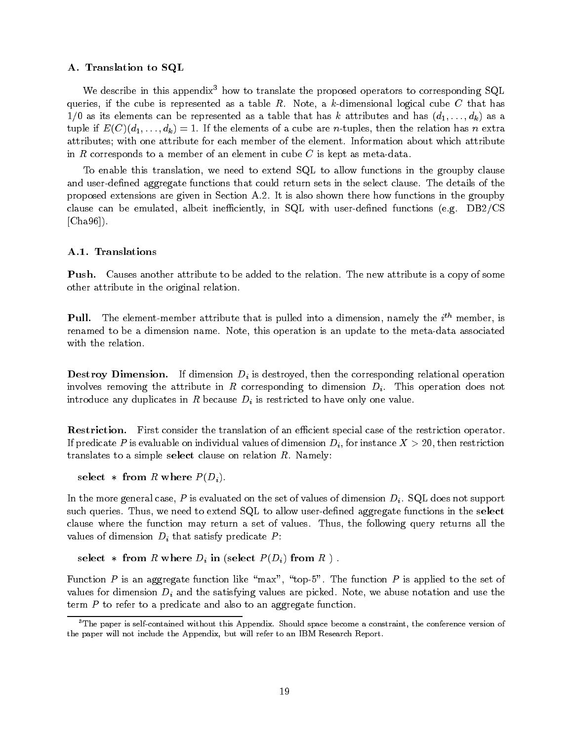### A. Translation to SQL

We describe in this appendix[3] how to translate the proposed operators to corresponding SQL queries, if the cube is represented as a table $R$. Note, a $k$-dimensional logical cube $C$ that has 1/0 as its elements can be represented as a table that has $k$ attributes and has $(d_1, \ldots, d_k)$ as a tuple if $E(C)(d_1, \ldots, d_k) = 1$. If the elements of a cube are $n$-tuples, then the relation has $n$ extra attributes; with one attribute for each member of the element. Information about which attribute in $R$ corresponds to a member of an element in cube $C$ is kept as meta-data.

To enable this translation, we need to extend SQL to allow functions in the groupby clause and user-defined aggregate functions that could return sets in the select clause. The details of the proposed extensions are given in Section A.2. It is also shown there how functions in the groupby clause can be emulated, albeit inefficiently, in SQL with user-defined functions (e.g. DB2/CS [Cha96]).

#### A.1. Translations

**Push.** Causes another attribute to be added to the relation. The new attribute is a copy of some other attribute in the original relation.

**Pull.** The element-member attribute that is pulled into a dimension, namely the $i^{th}$ member, is renamed to be a dimension name. Note, this operation is an update to the meta-data associated with the relation.

**Destroy Dimension.** If dimension $D_i$ is destroyed, then the corresponding relational operation involves removing the attribute in $R$ corresponding to dimension $D_i$. This operation does not introduce any duplicates in $R$ because $D_i$ is restricted to have only one value.

**Restriction.** First consider the translation of an efficient special case of the restriction operator. If predicate $P$ is evaluable on individual values of dimension $D_i$, for instance $X > 20$, then restriction translates to a simple **select** clause on relation $R$. Namely:

**select** $*$ **from** $R$ **where** $P(D_i)$.

In the more general case, $P$ is evaluated on the set of values of dimension $D_i$. SQL does not support such queries. Thus, we need to extend SQL to allow user-defined aggregate functions in the **select** clause where the function may return a set of values. Thus, the following query returns all the values of dimension $D_i$ that satisfy predicate $P$:

**select** $*$ **from** $R$ **where** $D_i$ **in** (**select** $P(D_i)$ **from** $R$ ) .

Function $P$ is an aggregate function like "max", "top-5". The function $P$ is applied to the set of values for dimension $D_i$ and the satisfying values are picked. Note, we abuse notation and use the term $P$ to refer to a predicate and also to an aggregate function.

[3] The paper is self-contained without this Appendix. Should space become a constraint, the conference version of the paper will not include the Appendix, but will refer to an IBM Research Report.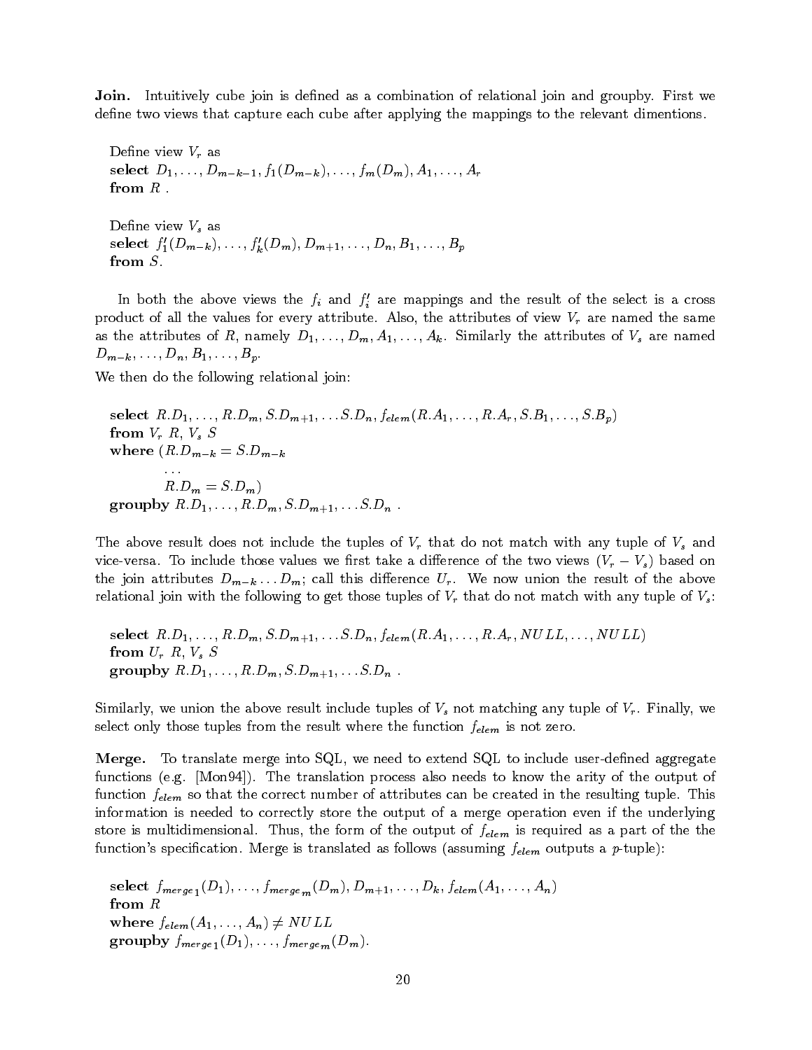**Join.** Intuitively cube join is defined as a combination of relational join and groupby. First we define two views that capture each cube after applying the mappings to the relevant dimentions.

Define view $V_r$ as
**select** $D_1, \ldots, D_{m-k-1}, f_1(D_{m-k}), \ldots, f_m(D_m), A_1, \ldots, A_r$
**from** $R$ .

Define view $V_s$ as
**select** $f'_1(D_{m-k}), \ldots, f'_k(D_m), D_{m+1}, \ldots, D_n, B_1, \ldots, B_p$
**from** $S$.

In both the above views the $f_i$ and $f'_i$ are mappings and the result of the select is a cross product of all the values for every attribute. Also, the attributes of view $V_r$ are named the same as the attributes of $R$, namely $D_1, \ldots, D_m, A_1, \ldots, A_k$. Similarly the attributes of $V_s$ are named $D_{m-k}, \ldots, D_n, B_1, \ldots, B_p$.

We then do the following relational join:

**select** $R.D_1, \ldots, R.D_m, S.D_{m+1}, \ldots S.D_n, f_{elem}(R.A_1, \ldots, R.A_r, S.B_1, \ldots, S.B_p)$
**from** $V_r$ $R$, $V_s$ $S$
**where** $(R.D_{m-k} = S.D_{m-k}$
$\ldots$
$R.D_m = S.D_m)$
**groupby** $R.D_1, \ldots, R.D_m, S.D_{m+1}, \ldots S.D_n$ .

The above result does not include the tuples of $V_r$ that do not match with any tuple of $V_s$ and vice-versa. To include those values we first take a difference of the two views $(V_r - V_s)$ based on the join attributes $D_{m-k} \ldots D_m$; call this difference $U_r$. We now union the result of the above relational join with the following to get those tuples of $V_r$ that do not match with any tuple of $V_s$:

**select** $R.D_1, \ldots, R.D_m, S.D_{m+1}, \ldots S.D_n, f_{elem}(R.A_1, \ldots, R.A_r, NULL, \ldots, NULL)$
**from** $U_r$ $R$, $V_s$ $S$
**groupby** $R.D_1, \ldots, R.D_m, S.D_{m+1}, \ldots S.D_n$ .

Similarly, we union the above result include tuples of $V_s$ not matching any tuple of $V_r$. Finally, we select only those tuples from the result where the function $f_{elem}$ is not zero.

**Merge.** To translate merge into SQL, we need to extend SQL to include user-defined aggregate functions (e.g. [Mon94]). The translation process also needs to know the arity of the output of function $f_{elem}$ so that the correct number of attributes can be created in the resulting tuple. This information is needed to correctly store the output of a merge operation even if the underlying store is multidimensional. Thus, the form of the output of $f_{elem}$ is required as a part of the the function's specification. Merge is translated as follows (assuming $f_{elem}$ outputs a $p$-tuple):

**select** $f_{merge_1}(D_1), \ldots, f_{merge_m}(D_m), D_{m+1}, \ldots, D_k, f_{elem}(A_1, \ldots, A_n)$
**from** $R$
**where** $f_{elem}(A_1, \ldots, A_n) \neq NULL$
**groupby** $f_{merge_1}(D_1), \ldots, f_{merge_m}(D_m)$.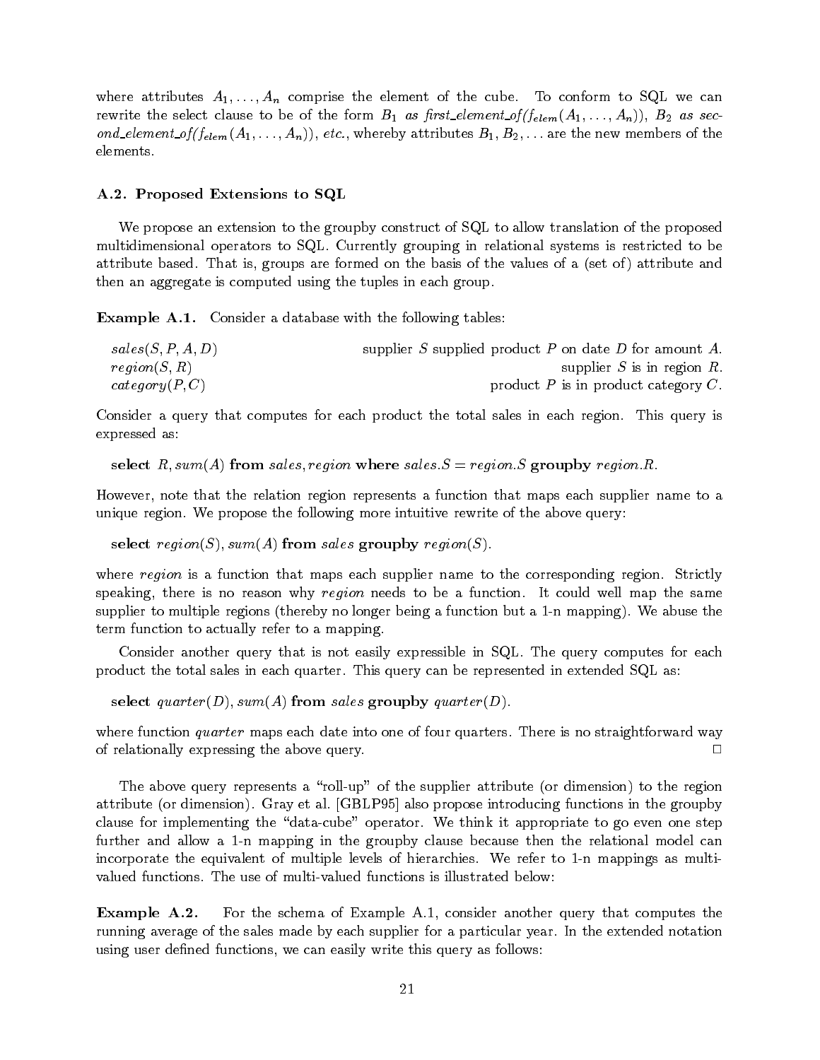where attributes $A_1, \ldots, A_n$ comprise the element of the cube. To conform to SQL we can rewrite the select clause to be of the form $B_1$ *as first_element_of(*$f_{elem}(A_1, \ldots, A_n)$*)*, $B_2$ *as second_element_of(*$f_{elem}(A_1, \ldots, A_n)$*)*, *etc.*, whereby attributes $B_1, B_2, \ldots$ are the new members of the elements.

### A.2. Proposed Extensions to SQL

We propose an extension to the groupby construct of SQL to allow translation of the proposed multidimensional operators to SQL. Currently grouping in relational systems is restricted to be attribute based. That is, groups are formed on the basis of the values of a (set of) attribute and then an aggregate is computed using the tuples in each group.

**Example A.1.** Consider a database with the following tables:

| | |
|---|---|
| $sales(S, P, A, D)$ | supplier $S$ supplied product $P$ on date $D$ for amount $A$. |
| $region(S, R)$ | supplier $S$ is in region $R$. |
| $category(P, C)$ | product $P$ is in product category $C$. |

Consider a query that computes for each product the total sales in each region. This query is expressed as:

**select** $R, sum(A)$ **from** $sales, region$ **where** $sales.S = region.S$ **groupby** $region.R$.

However, note that the relation region represents a function that maps each supplier name to a unique region. We propose the following more intuitive rewrite of the above query:

**select** $region(S), sum(A)$ **from** $sales$ **groupby** $region(S)$.

where *region* is a function that maps each supplier name to the corresponding region. Strictly speaking, there is no reason why *region* needs to be a function. It could well map the same supplier to multiple regions (thereby no longer being a function but a 1-n mapping). We abuse the term function to actually refer to a mapping.

Consider another query that is not easily expressible in SQL. The query computes for each product the total sales in each quarter. This query can be represented in extended SQL as:

**select** $quarter(D), sum(A)$ **from** $sales$ **groupby** $quarter(D)$.

where function *quarter* maps each date into one of four quarters. There is no straightforward way of relationally expressing the above query. □

The above query represents a "roll-up" of the supplier attribute (or dimension) to the region attribute (or dimension). Gray et al. [GBLP95] also propose introducing functions in the groupby clause for implementing the "data-cube" operator. We think it appropriate to go even one step further and allow a 1-n mapping in the groupby clause because then the relational model can incorporate the equivalent of multiple levels of hierarchies. We refer to 1-n mappings as multi-valued functions. The use of multi-valued functions is illustrated below:

**Example A.2.** For the schema of Example A.1, consider another query that computes the running average of the sales made by each supplier for a particular year. In the extended notation using user defined functions, we can easily write this query as follows: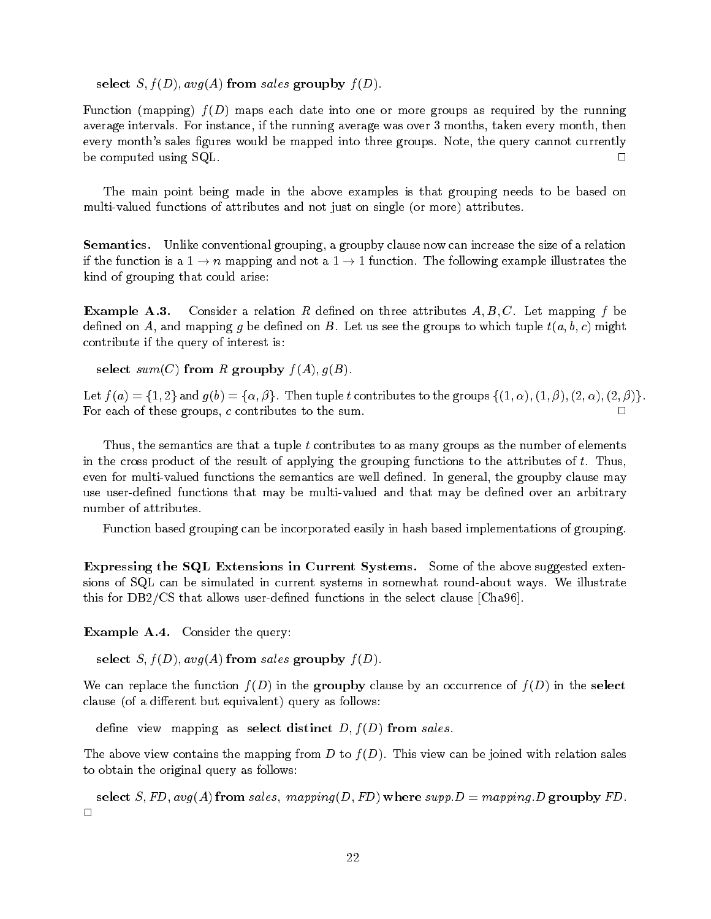**select** $S, f(D), avg(A)$ **from** *sales* **groupby** $f(D)$.

Function (mapping) $f(D)$ maps each date into one or more groups as required by the running average intervals. For instance, if the running average was over 3 months, taken every month, then every month's sales figures would be mapped into three groups. Note, the query cannot currently be computed using SQL. □

The main point being made in the above examples is that grouping needs to be based on multi-valued functions of attributes and not just on single (or more) attributes.

**Semantics.** Unlike conventional grouping, a groupby clause now can increase the size of a relation if the function is a $1 \rightarrow n$ mapping and not a $1 \rightarrow 1$ function. The following example illustrates the kind of grouping that could arise:

**Example A.3.** Consider a relation $R$ defined on three attributes $A, B, C$. Let mapping $f$ be defined on $A$, and mapping $g$ be defined on $B$. Let us see the groups to which tuple $t(a, b, c)$ might contribute if the query of interest is:

**select** $sum(C)$ **from** $R$ **groupby** $f(A), g(B)$.

Let $f(a) = \{1, 2\}$ and $g(b) = \{\alpha, \beta\}$. Then tuple $t$ contributes to the groups $\{(1, \alpha), (1, \beta), (2, \alpha), (2, \beta)\}$. For each of these groups, $c$ contributes to the sum. □

Thus, the semantics are that a tuple $t$ contributes to as many groups as the number of elements in the cross product of the result of applying the grouping functions to the attributes of $t$. Thus, even for multi-valued functions the semantics are well defined. In general, the groupby clause may use user-defined functions that may be multi-valued and that may be defined over an arbitrary number of attributes.

Function based grouping can be incorporated easily in hash based implementations of grouping.

**Expressing the SQL Extensions in Current Systems.** Some of the above suggested extensions of SQL can be simulated in current systems in somewhat round-about ways. We illustrate this for DB2/CS that allows user-defined functions in the select clause [Cha96].

**Example A.4.** Consider the query:

**select** $S, f(D), avg(A)$ **from** *sales* **groupby** $f(D)$.

We can replace the function $f(D)$ in the **groupby** clause by an occurrence of $f(D)$ in the **select** clause (of a different but equivalent) query as follows:

define view mapping as **select distinct** $D, f(D)$ **from** *sales*.

The above view contains the mapping from $D$ to $f(D)$. This view can be joined with relation sales to obtain the original query as follows:

**select** $S, FD, avg(A)$ **from** *sales*, *mapping*$(D, FD)$ **where** *supp*$.D =$ *mapping*$.D$ **groupby** $FD$.
□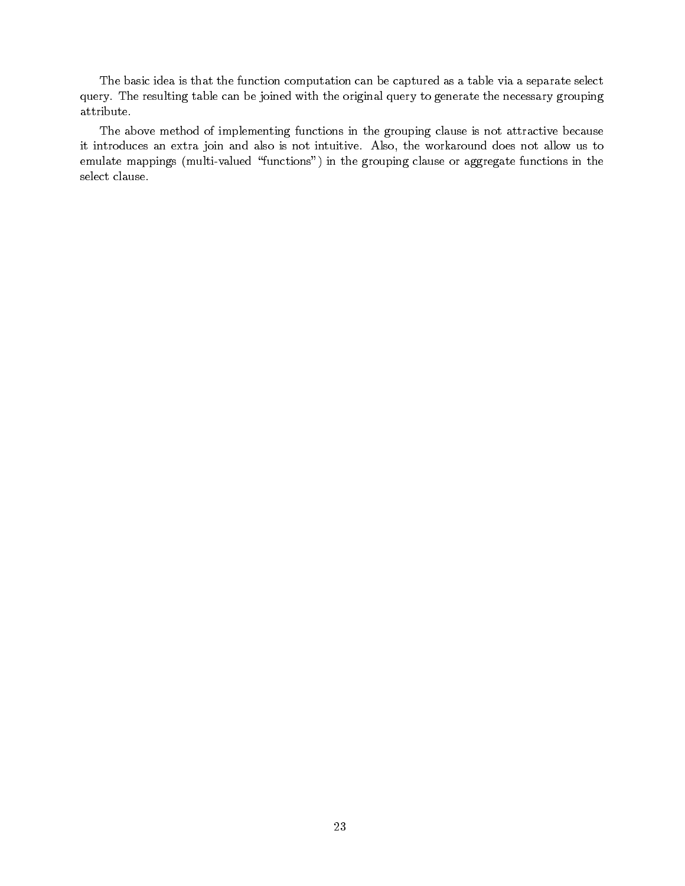The basic idea is that the function computation can be captured as a table via a separate select query. The resulting table can be joined with the original query to generate the necessary grouping attribute.

The above method of implementing functions in the grouping clause is not attractive because it introduces an extra join and also is not intuitive. Also, the workaround does not allow us to emulate mappings (multi-valued "functions") in the grouping clause or aggregate functions in the select clause.